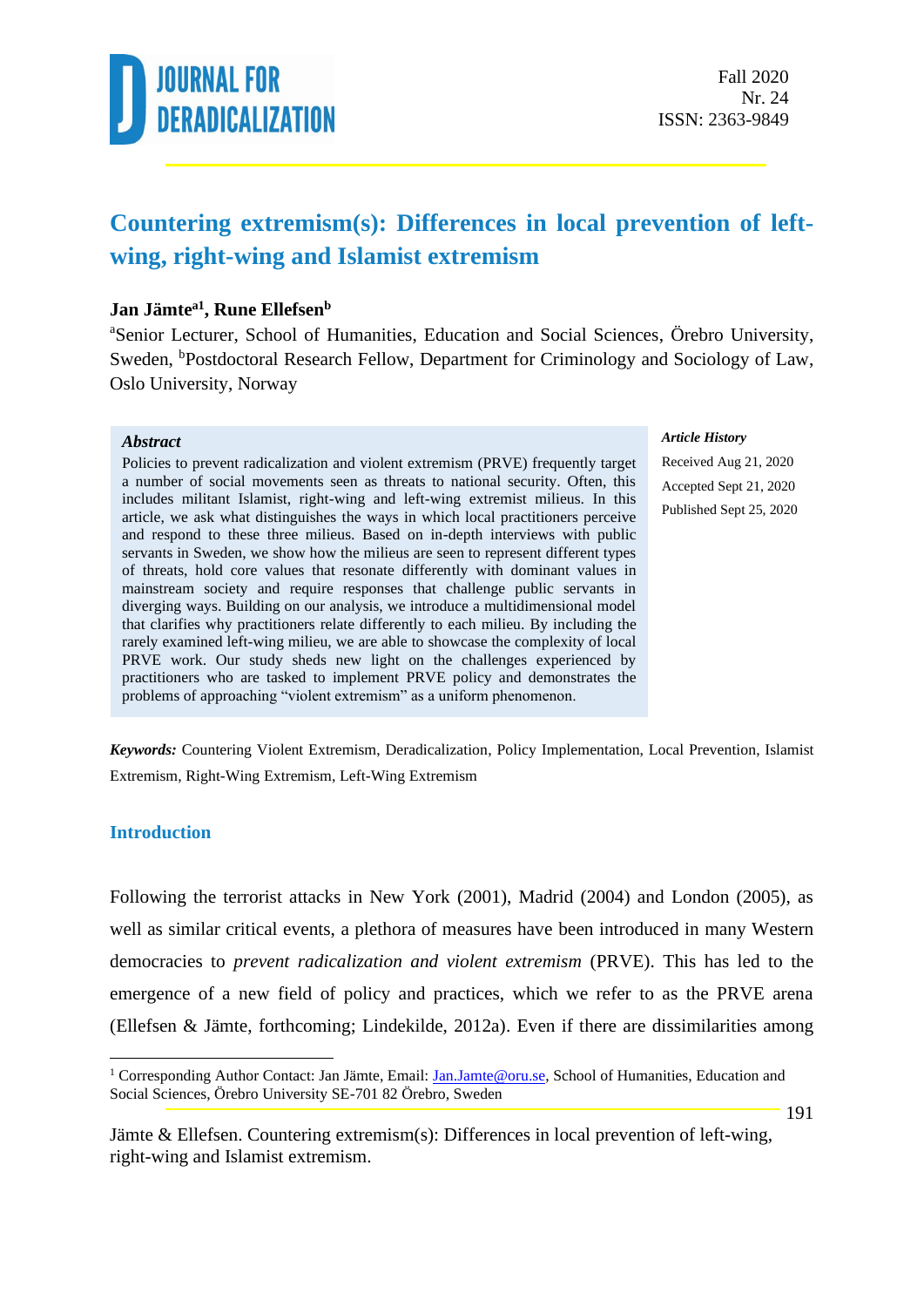# Countering extremism(s): Differences in local prevention of left-wing, right-wing and Islamist extremism

**Jan Jämte[a1], Rune Ellefsen[b]**

[a]Senior Lecturer, School of Humanities, Education and Social Sciences, Örebro University, Sweden, [b]Postdoctoral Research Fellow, Department for Criminology and Sociology of Law, Oslo University, Norway

### *Abstract*

Policies to prevent radicalization and violent extremism (PRVE) frequently target a number of social movements seen as threats to national security. Often, this includes militant Islamist, right-wing and left-wing extremist milieus. In this article, we ask what distinguishes the ways in which local practitioners perceive and respond to these three milieus. Based on in-depth interviews with public servants in Sweden, we show how the milieus are seen to represent different types of threats, hold core values that resonate differently with dominant values in mainstream society and require responses that challenge public servants in diverging ways. Building on our analysis, we introduce a multidimensional model that clarifies why practitioners relate differently to each milieu. By including the rarely examined left-wing milieu, we are able to showcase the complexity of local PRVE work. Our study sheds new light on the challenges experienced by practitioners who are tasked to implement PRVE policy and demonstrates the problems of approaching "violent extremism" as a uniform phenomenon.

***Article History***

Received Aug 21, 2020

Accepted Sept 21, 2020

Published Sept 25, 2020

***Keywords:*** Countering Violent Extremism, Deradicalization, Policy Implementation, Local Prevention, Islamist Extremism, Right-Wing Extremism, Left-Wing Extremism

## Introduction

Following the terrorist attacks in New York (2001), Madrid (2004) and London (2005), as well as similar critical events, a plethora of measures have been introduced in many Western democracies to *prevent radicalization and violent extremism* (PRVE). This has led to the emergence of a new field of policy and practices, which we refer to as the PRVE arena (Ellefsen & Jämte, forthcoming; Lindekilde, 2012a). Even if there are dissimilarities among

[1] Corresponding Author Contact: Jan Jämte, Email: Jan.Jamte@oru.se, School of Humanities, Education and Social Sciences, Örebro University SE-701 82 Örebro, Sweden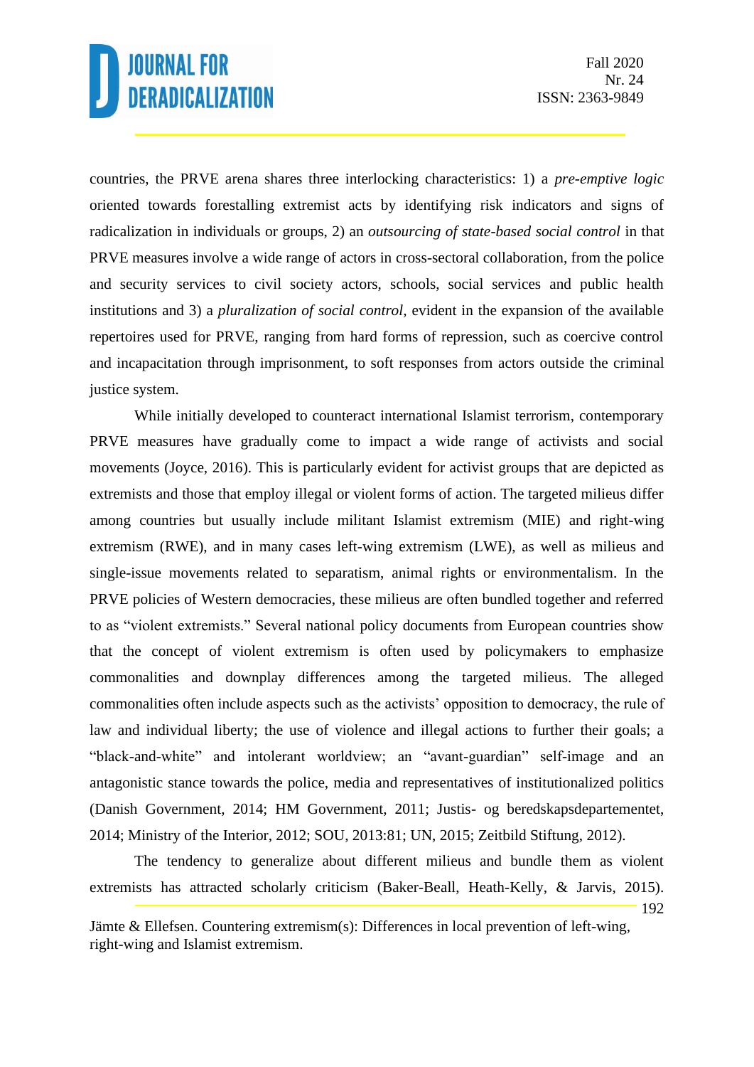countries, the PRVE arena shares three interlocking characteristics: 1) a *pre-emptive logic* oriented towards forestalling extremist acts by identifying risk indicators and signs of radicalization in individuals or groups, 2) an *outsourcing of state-based social control* in that PRVE measures involve a wide range of actors in cross-sectoral collaboration, from the police and security services to civil society actors, schools, social services and public health institutions and 3) a *pluralization of social control*, evident in the expansion of the available repertoires used for PRVE, ranging from hard forms of repression, such as coercive control and incapacitation through imprisonment, to soft responses from actors outside the criminal justice system.

While initially developed to counteract international Islamist terrorism, contemporary PRVE measures have gradually come to impact a wide range of activists and social movements (Joyce, 2016). This is particularly evident for activist groups that are depicted as extremists and those that employ illegal or violent forms of action. The targeted milieus differ among countries but usually include militant Islamist extremism (MIE) and right-wing extremism (RWE), and in many cases left-wing extremism (LWE), as well as milieus and single-issue movements related to separatism, animal rights or environmentalism. In the PRVE policies of Western democracies, these milieus are often bundled together and referred to as "violent extremists." Several national policy documents from European countries show that the concept of violent extremism is often used by policymakers to emphasize commonalities and downplay differences among the targeted milieus. The alleged commonalities often include aspects such as the activists' opposition to democracy, the rule of law and individual liberty; the use of violence and illegal actions to further their goals; a "black-and-white" and intolerant worldview; an "avant-guardian" self-image and an antagonistic stance towards the police, media and representatives of institutionalized politics (Danish Government, 2014; HM Government, 2011; Justis- og beredskapsdepartementet, 2014; Ministry of the Interior, 2012; SOU, 2013:81; UN, 2015; Zeitbild Stiftung, 2012).

The tendency to generalize about different milieus and bundle them as violent extremists has attracted scholarly criticism (Baker-Beall, Heath-Kelly, & Jarvis, 2015).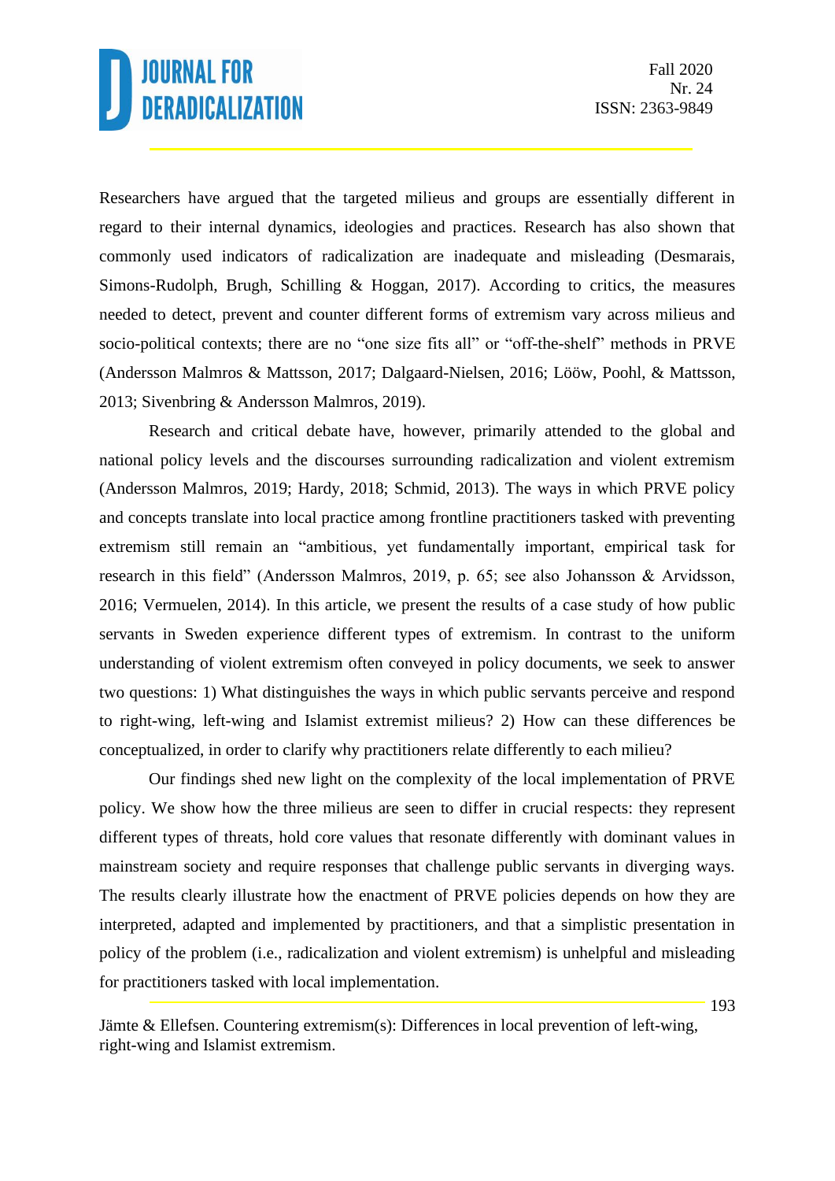Researchers have argued that the targeted milieus and groups are essentially different in regard to their internal dynamics, ideologies and practices. Research has also shown that commonly used indicators of radicalization are inadequate and misleading (Desmarais, Simons-Rudolph, Brugh, Schilling & Hoggan, 2017). According to critics, the measures needed to detect, prevent and counter different forms of extremism vary across milieus and socio-political contexts; there are no "one size fits all" or "off-the-shelf" methods in PRVE (Andersson Malmros & Mattsson, 2017; Dalgaard-Nielsen, 2016; Lööw, Poohl, & Mattsson, 2013; Sivenbring & Andersson Malmros, 2019).

Research and critical debate have, however, primarily attended to the global and national policy levels and the discourses surrounding radicalization and violent extremism (Andersson Malmros, 2019; Hardy, 2018; Schmid, 2013). The ways in which PRVE policy and concepts translate into local practice among frontline practitioners tasked with preventing extremism still remain an "ambitious, yet fundamentally important, empirical task for research in this field" (Andersson Malmros, 2019, p. 65; see also Johansson & Arvidsson, 2016; Vermuelen, 2014). In this article, we present the results of a case study of how public servants in Sweden experience different types of extremism. In contrast to the uniform understanding of violent extremism often conveyed in policy documents, we seek to answer two questions: 1) What distinguishes the ways in which public servants perceive and respond to right-wing, left-wing and Islamist extremist milieus? 2) How can these differences be conceptualized, in order to clarify why practitioners relate differently to each milieu?

Our findings shed new light on the complexity of the local implementation of PRVE policy. We show how the three milieus are seen to differ in crucial respects: they represent different types of threats, hold core values that resonate differently with dominant values in mainstream society and require responses that challenge public servants in diverging ways. The results clearly illustrate how the enactment of PRVE policies depends on how they are interpreted, adapted and implemented by practitioners, and that a simplistic presentation in policy of the problem (i.e., radicalization and violent extremism) is unhelpful and misleading for practitioners tasked with local implementation.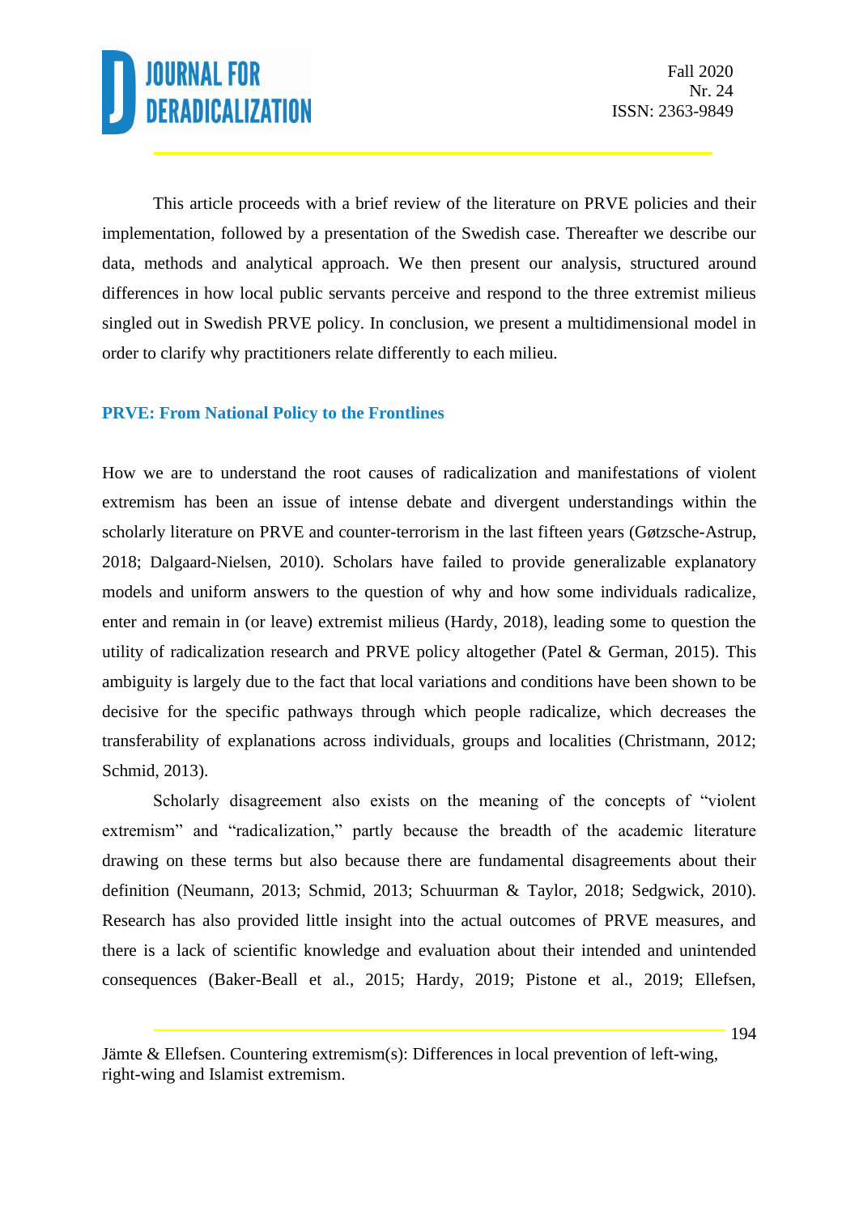This article proceeds with a brief review of the literature on PRVE policies and their implementation, followed by a presentation of the Swedish case. Thereafter we describe our data, methods and analytical approach. We then present our analysis, structured around differences in how local public servants perceive and respond to the three extremist milieus singled out in Swedish PRVE policy. In conclusion, we present a multidimensional model in order to clarify why practitioners relate differently to each milieu.

## PRVE: From National Policy to the Frontlines

How we are to understand the root causes of radicalization and manifestations of violent extremism has been an issue of intense debate and divergent understandings within the scholarly literature on PRVE and counter-terrorism in the last fifteen years (Gøtzsche-Astrup, 2018; Dalgaard-Nielsen, 2010). Scholars have failed to provide generalizable explanatory models and uniform answers to the question of why and how some individuals radicalize, enter and remain in (or leave) extremist milieus (Hardy, 2018), leading some to question the utility of radicalization research and PRVE policy altogether (Patel & German, 2015). This ambiguity is largely due to the fact that local variations and conditions have been shown to be decisive for the specific pathways through which people radicalize, which decreases the transferability of explanations across individuals, groups and localities (Christmann, 2012; Schmid, 2013).

Scholarly disagreement also exists on the meaning of the concepts of "violent extremism" and "radicalization," partly because the breadth of the academic literature drawing on these terms but also because there are fundamental disagreements about their definition (Neumann, 2013; Schmid, 2013; Schuurman & Taylor, 2018; Sedgwick, 2010). Research has also provided little insight into the actual outcomes of PRVE measures, and there is a lack of scientific knowledge and evaluation about their intended and unintended consequences (Baker-Beall et al., 2015; Hardy, 2019; Pistone et al., 2019; Ellefsen,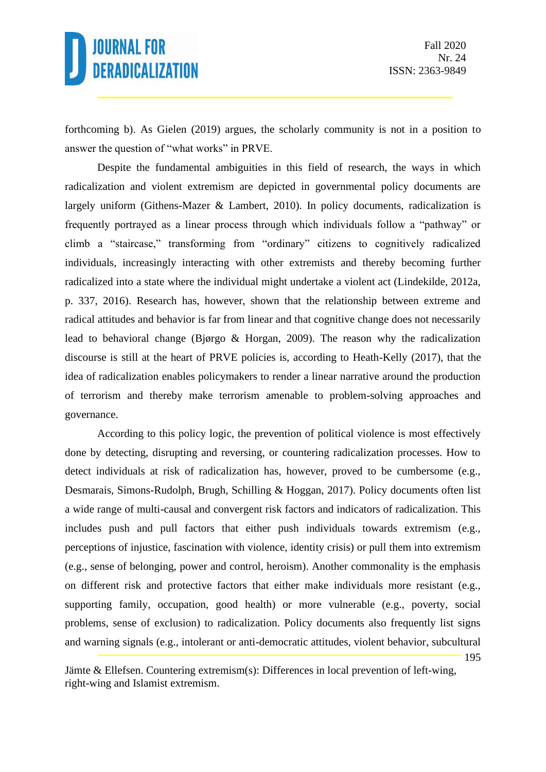forthcoming b). As Gielen (2019) argues, the scholarly community is not in a position to answer the question of "what works" in PRVE.

Despite the fundamental ambiguities in this field of research, the ways in which radicalization and violent extremism are depicted in governmental policy documents are largely uniform (Githens-Mazer & Lambert, 2010). In policy documents, radicalization is frequently portrayed as a linear process through which individuals follow a "pathway" or climb a "staircase," transforming from "ordinary" citizens to cognitively radicalized individuals, increasingly interacting with other extremists and thereby becoming further radicalized into a state where the individual might undertake a violent act (Lindekilde, 2012a, p. 337, 2016). Research has, however, shown that the relationship between extreme and radical attitudes and behavior is far from linear and that cognitive change does not necessarily lead to behavioral change (Bjørgo & Horgan, 2009). The reason why the radicalization discourse is still at the heart of PRVE policies is, according to Heath-Kelly (2017), that the idea of radicalization enables policymakers to render a linear narrative around the production of terrorism and thereby make terrorism amenable to problem-solving approaches and governance.

According to this policy logic, the prevention of political violence is most effectively done by detecting, disrupting and reversing, or countering radicalization processes. How to detect individuals at risk of radicalization has, however, proved to be cumbersome (e.g., Desmarais, Simons-Rudolph, Brugh, Schilling & Hoggan, 2017). Policy documents often list a wide range of multi-causal and convergent risk factors and indicators of radicalization. This includes push and pull factors that either push individuals towards extremism (e.g., perceptions of injustice, fascination with violence, identity crisis) or pull them into extremism (e.g., sense of belonging, power and control, heroism). Another commonality is the emphasis on different risk and protective factors that either make individuals more resistant (e.g., supporting family, occupation, good health) or more vulnerable (e.g., poverty, social problems, sense of exclusion) to radicalization. Policy documents also frequently list signs and warning signals (e.g., intolerant or anti-democratic attitudes, violent behavior, subcultural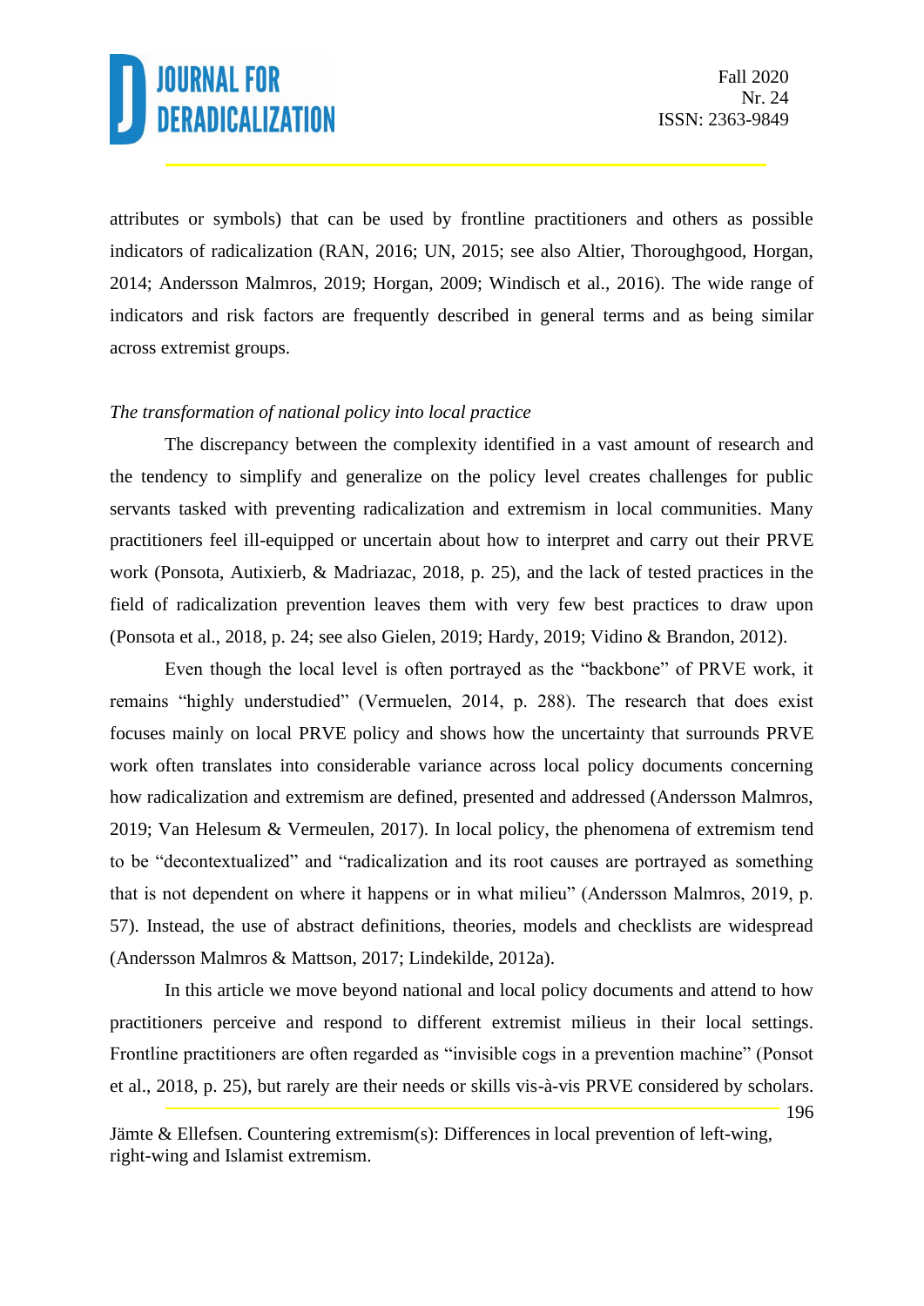attributes or symbols) that can be used by frontline practitioners and others as possible indicators of radicalization (RAN, 2016; UN, 2015; see also Altier, Thoroughgood, Horgan, 2014; Andersson Malmros, 2019; Horgan, 2009; Windisch et al., 2016). The wide range of indicators and risk factors are frequently described in general terms and as being similar across extremist groups.

*The transformation of national policy into local practice*

The discrepancy between the complexity identified in a vast amount of research and the tendency to simplify and generalize on the policy level creates challenges for public servants tasked with preventing radicalization and extremism in local communities. Many practitioners feel ill-equipped or uncertain about how to interpret and carry out their PRVE work (Ponsota, Autixierb, & Madriazac, 2018, p. 25), and the lack of tested practices in the field of radicalization prevention leaves them with very few best practices to draw upon (Ponsota et al., 2018, p. 24; see also Gielen, 2019; Hardy, 2019; Vidino & Brandon, 2012).

Even though the local level is often portrayed as the "backbone" of PRVE work, it remains "highly understudied" (Vermuelen, 2014, p. 288). The research that does exist focuses mainly on local PRVE policy and shows how the uncertainty that surrounds PRVE work often translates into considerable variance across local policy documents concerning how radicalization and extremism are defined, presented and addressed (Andersson Malmros, 2019; Van Helesum & Vermeulen, 2017). In local policy, the phenomena of extremism tend to be "decontextualized" and "radicalization and its root causes are portrayed as something that is not dependent on where it happens or in what milieu" (Andersson Malmros, 2019, p. 57). Instead, the use of abstract definitions, theories, models and checklists are widespread (Andersson Malmros & Mattson, 2017; Lindekilde, 2012a).

In this article we move beyond national and local policy documents and attend to how practitioners perceive and respond to different extremist milieus in their local settings. Frontline practitioners are often regarded as "invisible cogs in a prevention machine" (Ponsot et al., 2018, p. 25), but rarely are their needs or skills vis-à-vis PRVE considered by scholars.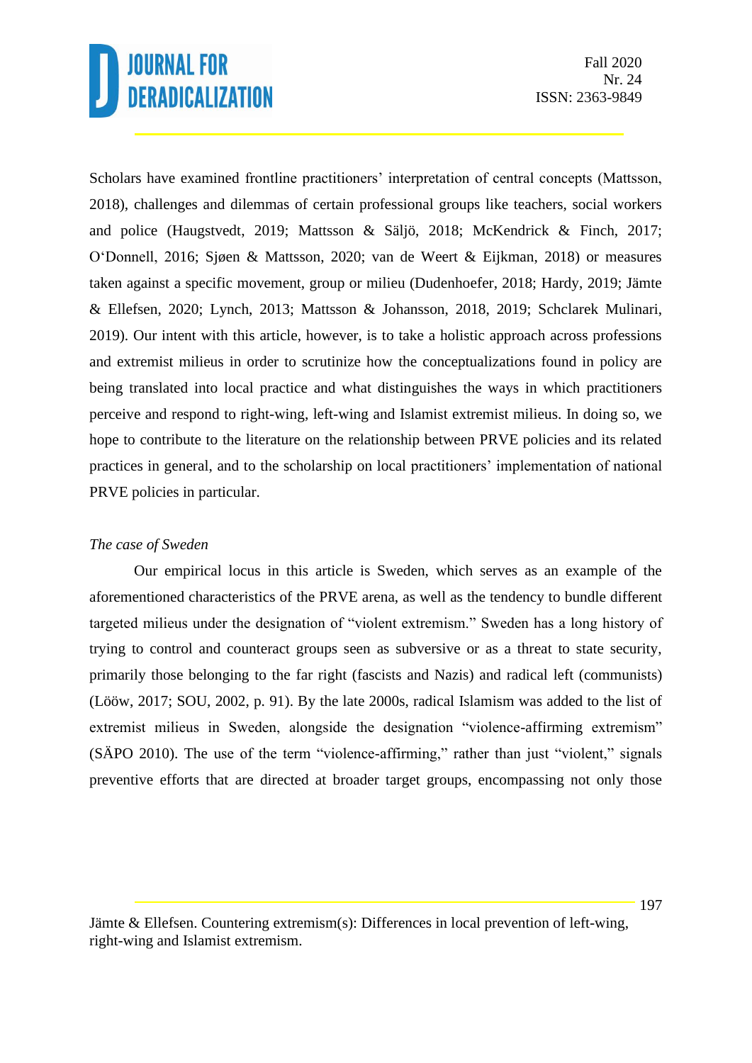Scholars have examined frontline practitioners' interpretation of central concepts (Mattsson, 2018), challenges and dilemmas of certain professional groups like teachers, social workers and police (Haugstvedt, 2019; Mattsson & Säljö, 2018; McKendrick & Finch, 2017; O'Donnell, 2016; Sjøen & Mattsson, 2020; van de Weert & Eijkman, 2018) or measures taken against a specific movement, group or milieu (Dudenhoefer, 2018; Hardy, 2019; Jämte & Ellefsen, 2020; Lynch, 2013; Mattsson & Johansson, 2018, 2019; Schclarek Mulinari, 2019). Our intent with this article, however, is to take a holistic approach across professions and extremist milieus in order to scrutinize how the conceptualizations found in policy are being translated into local practice and what distinguishes the ways in which practitioners perceive and respond to right-wing, left-wing and Islamist extremist milieus. In doing so, we hope to contribute to the literature on the relationship between PRVE policies and its related practices in general, and to the scholarship on local practitioners' implementation of national PRVE policies in particular.

*The case of Sweden*

Our empirical locus in this article is Sweden, which serves as an example of the aforementioned characteristics of the PRVE arena, as well as the tendency to bundle different targeted milieus under the designation of "violent extremism." Sweden has a long history of trying to control and counteract groups seen as subversive or as a threat to state security, primarily those belonging to the far right (fascists and Nazis) and radical left (communists) (Lööw, 2017; SOU, 2002, p. 91). By the late 2000s, radical Islamism was added to the list of extremist milieus in Sweden, alongside the designation "violence-affirming extremism" (SÄPO 2010). The use of the term "violence-affirming," rather than just "violent," signals preventive efforts that are directed at broader target groups, encompassing not only those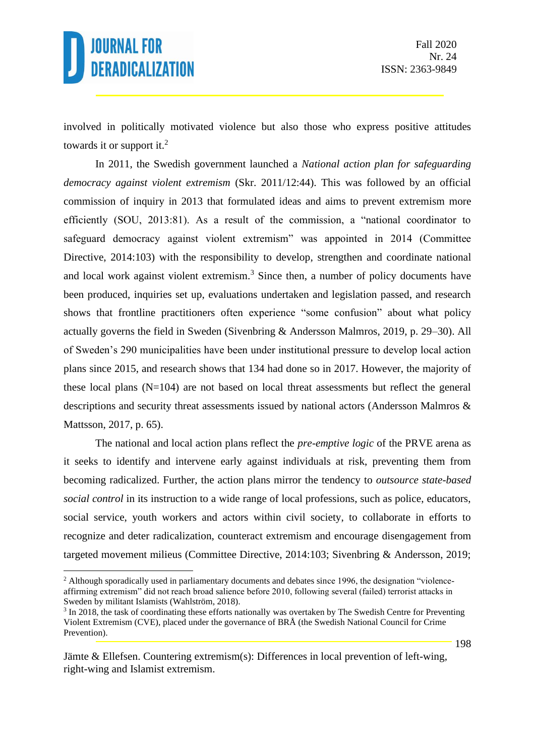involved in politically motivated violence but also those who express positive attitudes towards it or support it.[2]

In 2011, the Swedish government launched a *National action plan for safeguarding democracy against violent extremism* (Skr. 2011/12:44). This was followed by an official commission of inquiry in 2013 that formulated ideas and aims to prevent extremism more efficiently (SOU, 2013:81). As a result of the commission, a "national coordinator to safeguard democracy against violent extremism" was appointed in 2014 (Committee Directive, 2014:103) with the responsibility to develop, strengthen and coordinate national and local work against violent extremism.[3] Since then, a number of policy documents have been produced, inquiries set up, evaluations undertaken and legislation passed, and research shows that frontline practitioners often experience "some confusion" about what policy actually governs the field in Sweden (Sivenbring & Andersson Malmros, 2019, p. 29–30). All of Sweden's 290 municipalities have been under institutional pressure to develop local action plans since 2015, and research shows that 134 had done so in 2017. However, the majority of these local plans (N=104) are not based on local threat assessments but reflect the general descriptions and security threat assessments issued by national actors (Andersson Malmros & Mattsson, 2017, p. 65).

The national and local action plans reflect the *pre-emptive logic* of the PRVE arena as it seeks to identify and intervene early against individuals at risk, preventing them from becoming radicalized. Further, the action plans mirror the tendency to *outsource state-based social control* in its instruction to a wide range of local professions, such as police, educators, social service, youth workers and actors within civil society, to collaborate in efforts to recognize and deter radicalization, counteract extremism and encourage disengagement from targeted movement milieus (Committee Directive, 2014:103; Sivenbring & Andersson, 2019;

[2] Although sporadically used in parliamentary documents and debates since 1996, the designation "violence-affirming extremism" did not reach broad salience before 2010, following several (failed) terrorist attacks in Sweden by militant Islamists (Wahlström, 2018).

[3] In 2018, the task of coordinating these efforts nationally was overtaken by The Swedish Centre for Preventing Violent Extremism (CVE), placed under the governance of BRÅ (the Swedish National Council for Crime Prevention).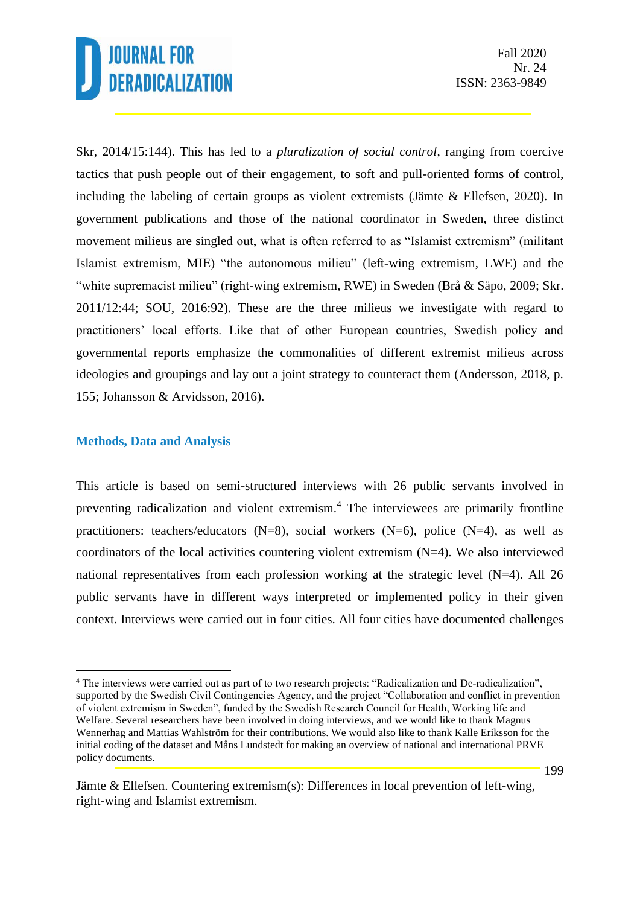Skr, 2014/15:144). This has led to a *pluralization of social control*, ranging from coercive tactics that push people out of their engagement, to soft and pull-oriented forms of control, including the labeling of certain groups as violent extremists (Jämte & Ellefsen, 2020). In government publications and those of the national coordinator in Sweden, three distinct movement milieus are singled out, what is often referred to as "Islamist extremism" (militant Islamist extremism, MIE) "the autonomous milieu" (left-wing extremism, LWE) and the "white supremacist milieu" (right-wing extremism, RWE) in Sweden (Brå & Säpo, 2009; Skr. 2011/12:44; SOU, 2016:92). These are the three milieus we investigate with regard to practitioners' local efforts. Like that of other European countries, Swedish policy and governmental reports emphasize the commonalities of different extremist milieus across ideologies and groupings and lay out a joint strategy to counteract them (Andersson, 2018, p. 155; Johansson & Arvidsson, 2016).

## Methods, Data and Analysis

This article is based on semi-structured interviews with 26 public servants involved in preventing radicalization and violent extremism.[4] The interviewees are primarily frontline practitioners: teachers/educators (N=8), social workers (N=6), police (N=4), as well as coordinators of the local activities countering violent extremism (N=4). We also interviewed national representatives from each profession working at the strategic level (N=4). All 26 public servants have in different ways interpreted or implemented policy in their given context. Interviews were carried out in four cities. All four cities have documented challenges

[4] The interviews were carried out as part of to two research projects: "Radicalization and De-radicalization", supported by the Swedish Civil Contingencies Agency, and the project "Collaboration and conflict in prevention of violent extremism in Sweden", funded by the Swedish Research Council for Health, Working life and Welfare. Several researchers have been involved in doing interviews, and we would like to thank Magnus Wennerhag and Mattias Wahlström for their contributions. We would also like to thank Kalle Eriksson for the initial coding of the dataset and Måns Lundstedt for making an overview of national and international PRVE policy documents.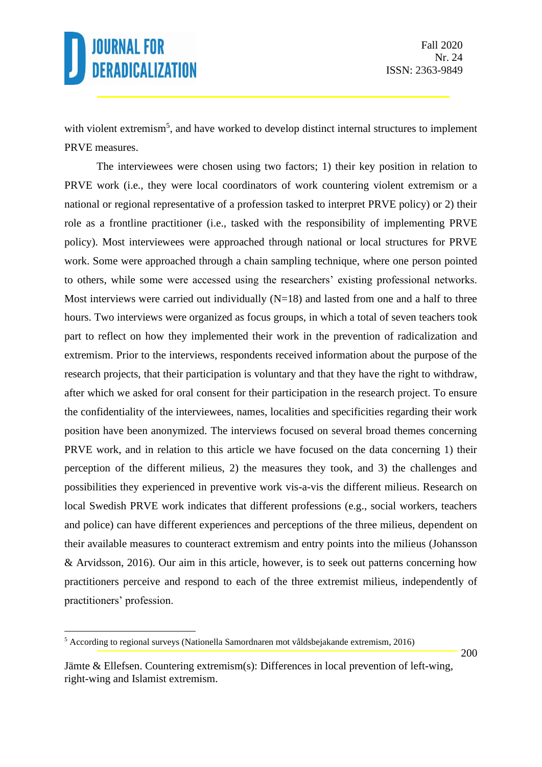with violent extremism[5], and have worked to develop distinct internal structures to implement PRVE measures.

The interviewees were chosen using two factors; 1) their key position in relation to PRVE work (i.e., they were local coordinators of work countering violent extremism or a national or regional representative of a profession tasked to interpret PRVE policy) or 2) their role as a frontline practitioner (i.e., tasked with the responsibility of implementing PRVE policy). Most interviewees were approached through national or local structures for PRVE work. Some were approached through a chain sampling technique, where one person pointed to others, while some were accessed using the researchers' existing professional networks. Most interviews were carried out individually (N=18) and lasted from one and a half to three hours. Two interviews were organized as focus groups, in which a total of seven teachers took part to reflect on how they implemented their work in the prevention of radicalization and extremism. Prior to the interviews, respondents received information about the purpose of the research projects, that their participation is voluntary and that they have the right to withdraw, after which we asked for oral consent for their participation in the research project. To ensure the confidentiality of the interviewees, names, localities and specificities regarding their work position have been anonymized. The interviews focused on several broad themes concerning PRVE work, and in relation to this article we have focused on the data concerning 1) their perception of the different milieus, 2) the measures they took, and 3) the challenges and possibilities they experienced in preventive work vis-a-vis the different milieus. Research on local Swedish PRVE work indicates that different professions (e.g., social workers, teachers and police) can have different experiences and perceptions of the three milieus, dependent on their available measures to counteract extremism and entry points into the milieus (Johansson & Arvidsson, 2016). Our aim in this article, however, is to seek out patterns concerning how practitioners perceive and respond to each of the three extremist milieus, independently of practitioners' profession.

---

[5] According to regional surveys (Nationella Samordnaren mot våldsbejakande extremism, 2016)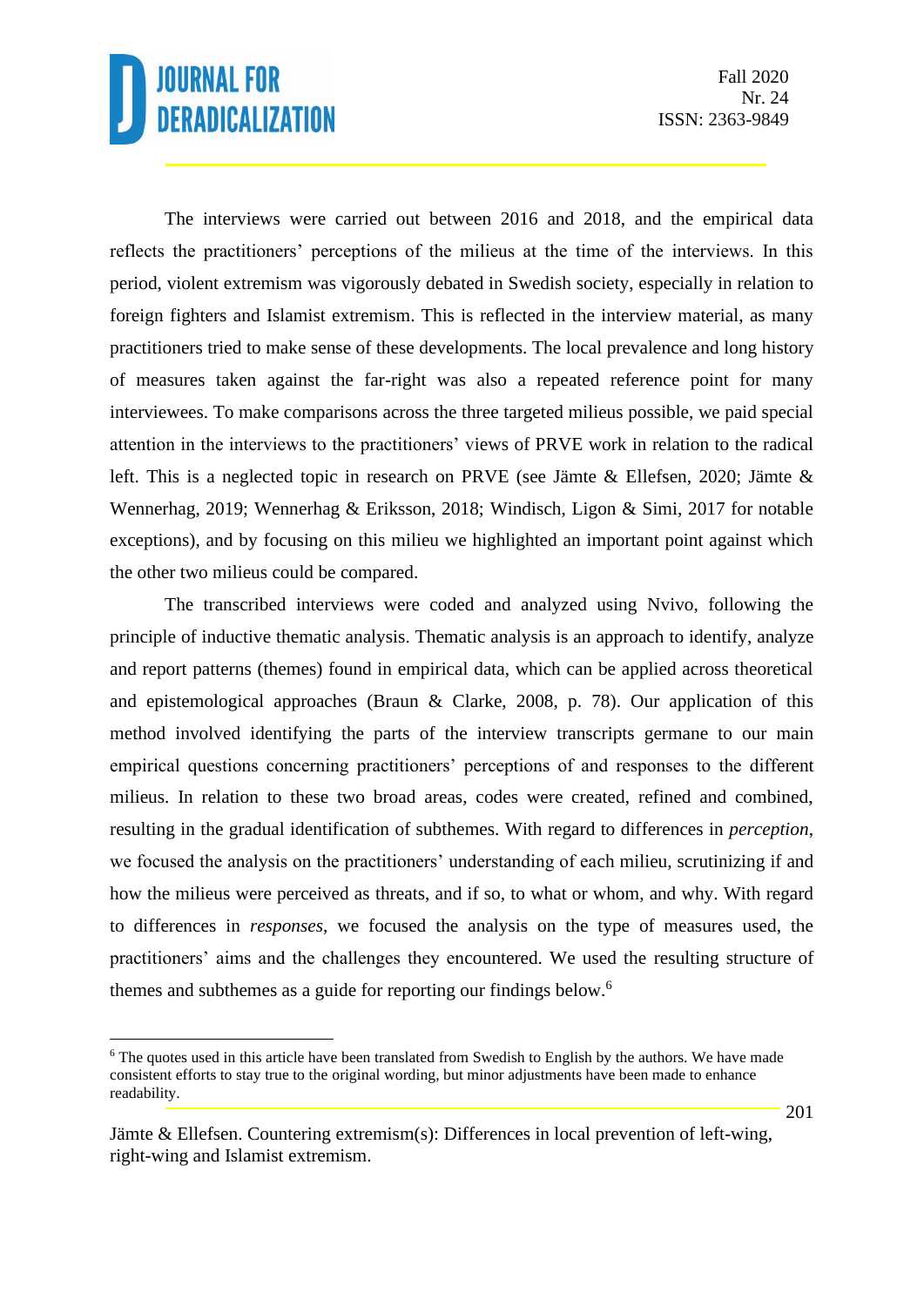The interviews were carried out between 2016 and 2018, and the empirical data reflects the practitioners' perceptions of the milieus at the time of the interviews. In this period, violent extremism was vigorously debated in Swedish society, especially in relation to foreign fighters and Islamist extremism. This is reflected in the interview material, as many practitioners tried to make sense of these developments. The local prevalence and long history of measures taken against the far-right was also a repeated reference point for many interviewees. To make comparisons across the three targeted milieus possible, we paid special attention in the interviews to the practitioners' views of PRVE work in relation to the radical left. This is a neglected topic in research on PRVE (see Jämte & Ellefsen, 2020; Jämte & Wennerhag, 2019; Wennerhag & Eriksson, 2018; Windisch, Ligon & Simi, 2017 for notable exceptions), and by focusing on this milieu we highlighted an important point against which the other two milieus could be compared.

The transcribed interviews were coded and analyzed using Nvivo, following the principle of inductive thematic analysis. Thematic analysis is an approach to identify, analyze and report patterns (themes) found in empirical data, which can be applied across theoretical and epistemological approaches (Braun & Clarke, 2008, p. 78). Our application of this method involved identifying the parts of the interview transcripts germane to our main empirical questions concerning practitioners' perceptions of and responses to the different milieus. In relation to these two broad areas, codes were created, refined and combined, resulting in the gradual identification of subthemes. With regard to differences in *perception*, we focused the analysis on the practitioners' understanding of each milieu, scrutinizing if and how the milieus were perceived as threats, and if so, to what or whom, and why. With regard to differences in *responses*, we focused the analysis on the type of measures used, the practitioners' aims and the challenges they encountered. We used the resulting structure of themes and subthemes as a guide for reporting our findings below.[6]

[6] The quotes used in this article have been translated from Swedish to English by the authors. We have made consistent efforts to stay true to the original wording, but minor adjustments have been made to enhance readability.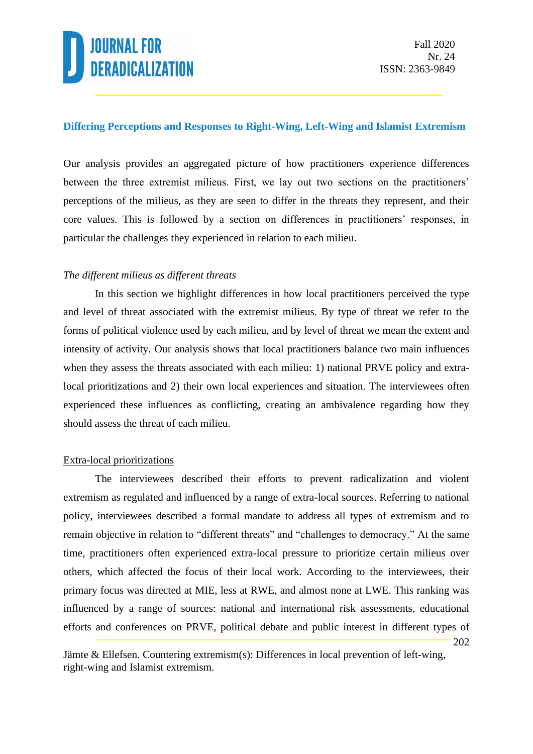## Differing Perceptions and Responses to Right-Wing, Left-Wing and Islamist Extremism

Our analysis provides an aggregated picture of how practitioners experience differences between the three extremist milieus. First, we lay out two sections on the practitioners' perceptions of the milieus, as they are seen to differ in the threats they represent, and their core values. This is followed by a section on differences in practitioners' responses, in particular the challenges they experienced in relation to each milieu.

### *The different milieus as different threats*

In this section we highlight differences in how local practitioners perceived the type and level of threat associated with the extremist milieus. By type of threat we refer to the forms of political violence used by each milieu, and by level of threat we mean the extent and intensity of activity. Our analysis shows that local practitioners balance two main influences when they assess the threats associated with each milieu: 1) national PRVE policy and extra-local prioritizations and 2) their own local experiences and situation. The interviewees often experienced these influences as conflicting, creating an ambivalence regarding how they should assess the threat of each milieu.

#### Extra-local prioritizations

The interviewees described their efforts to prevent radicalization and violent extremism as regulated and influenced by a range of extra-local sources. Referring to national policy, interviewees described a formal mandate to address all types of extremism and to remain objective in relation to "different threats" and "challenges to democracy." At the same time, practitioners often experienced extra-local pressure to prioritize certain milieus over others, which affected the focus of their local work. According to the interviewees, their primary focus was directed at MIE, less at RWE, and almost none at LWE. This ranking was influenced by a range of sources: national and international risk assessments, educational efforts and conferences on PRVE, political debate and public interest in different types of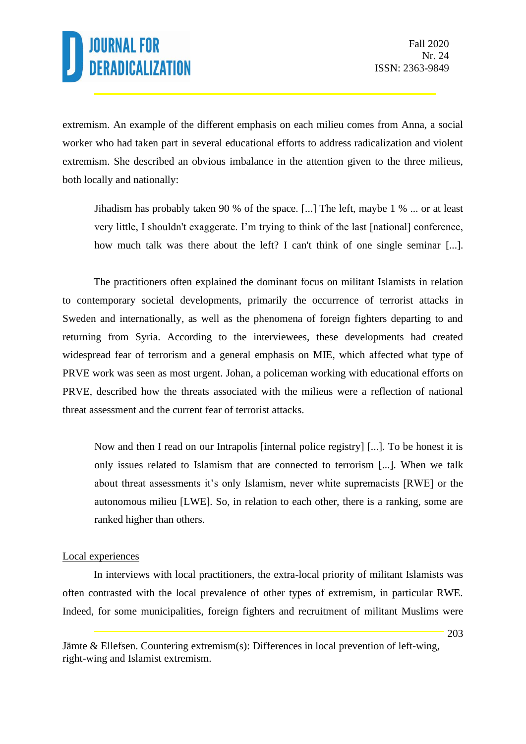extremism. An example of the different emphasis on each milieu comes from Anna, a social worker who had taken part in several educational efforts to address radicalization and violent extremism. She described an obvious imbalance in the attention given to the three milieus, both locally and nationally:

> Jihadism has probably taken 90 % of the space. [...] The left, maybe 1 % ... or at least very little, I shouldn't exaggerate. I'm trying to think of the last [national] conference, how much talk was there about the left? I can't think of one single seminar [...].

The practitioners often explained the dominant focus on militant Islamists in relation to contemporary societal developments, primarily the occurrence of terrorist attacks in Sweden and internationally, as well as the phenomena of foreign fighters departing to and returning from Syria. According to the interviewees, these developments had created widespread fear of terrorism and a general emphasis on MIE, which affected what type of PRVE work was seen as most urgent. Johan, a policeman working with educational efforts on PRVE, described how the threats associated with the milieus were a reflection of national threat assessment and the current fear of terrorist attacks.

> Now and then I read on our Intrapolis [internal police registry] [...]. To be honest it is only issues related to Islamism that are connected to terrorism [...]. When we talk about threat assessments it's only Islamism, never white supremacists [RWE] or the autonomous milieu [LWE]. So, in relation to each other, there is a ranking, some are ranked higher than others.

<u>Local experiences</u>

In interviews with local practitioners, the extra-local priority of militant Islamists was often contrasted with the local prevalence of other types of extremism, in particular RWE. Indeed, for some municipalities, foreign fighters and recruitment of militant Muslims were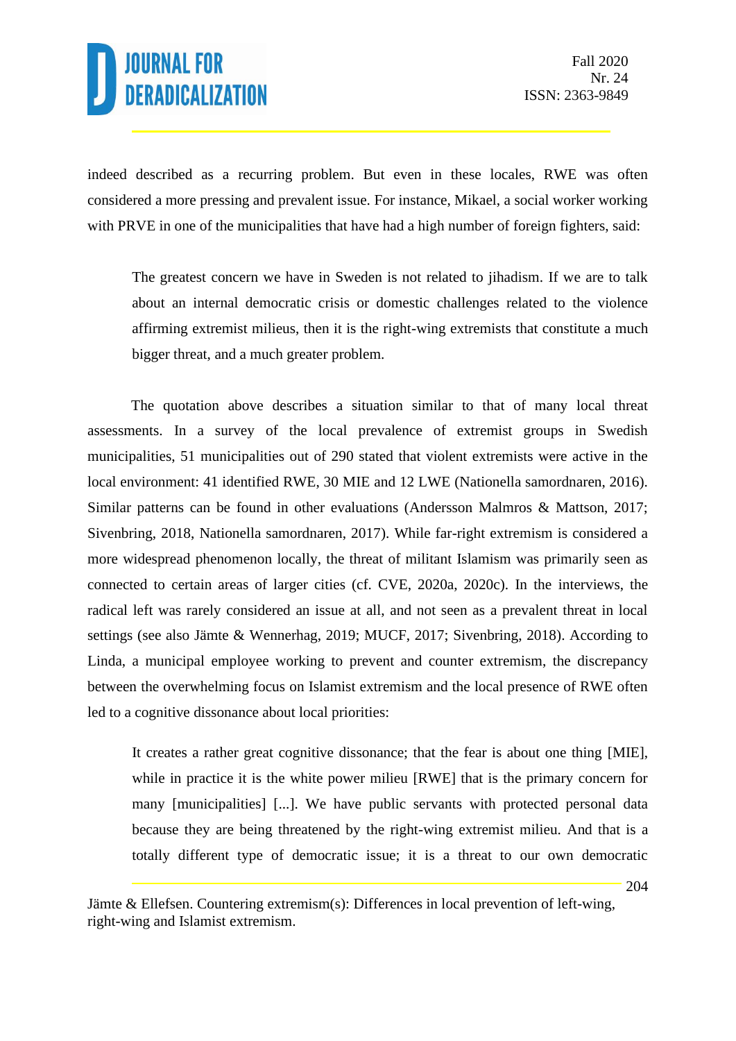indeed described as a recurring problem. But even in these locales, RWE was often considered a more pressing and prevalent issue. For instance, Mikael, a social worker working with PRVE in one of the municipalities that have had a high number of foreign fighters, said:

> The greatest concern we have in Sweden is not related to jihadism. If we are to talk about an internal democratic crisis or domestic challenges related to the violence affirming extremist milieus, then it is the right-wing extremists that constitute a much bigger threat, and a much greater problem.

The quotation above describes a situation similar to that of many local threat assessments. In a survey of the local prevalence of extremist groups in Swedish municipalities, 51 municipalities out of 290 stated that violent extremists were active in the local environment: 41 identified RWE, 30 MIE and 12 LWE (Nationella samordnaren, 2016). Similar patterns can be found in other evaluations (Andersson Malmros & Mattson, 2017; Sivenbring, 2018, Nationella samordnaren, 2017). While far-right extremism is considered a more widespread phenomenon locally, the threat of militant Islamism was primarily seen as connected to certain areas of larger cities (cf. CVE, 2020a, 2020c). In the interviews, the radical left was rarely considered an issue at all, and not seen as a prevalent threat in local settings (see also Jämte & Wennerhag, 2019; MUCF, 2017; Sivenbring, 2018). According to Linda, a municipal employee working to prevent and counter extremism, the discrepancy between the overwhelming focus on Islamist extremism and the local presence of RWE often led to a cognitive dissonance about local priorities:

> It creates a rather great cognitive dissonance; that the fear is about one thing [MIE], while in practice it is the white power milieu [RWE] that is the primary concern for many [municipalities] [...]. We have public servants with protected personal data because they are being threatened by the right-wing extremist milieu. And that is a totally different type of democratic issue; it is a threat to our own democratic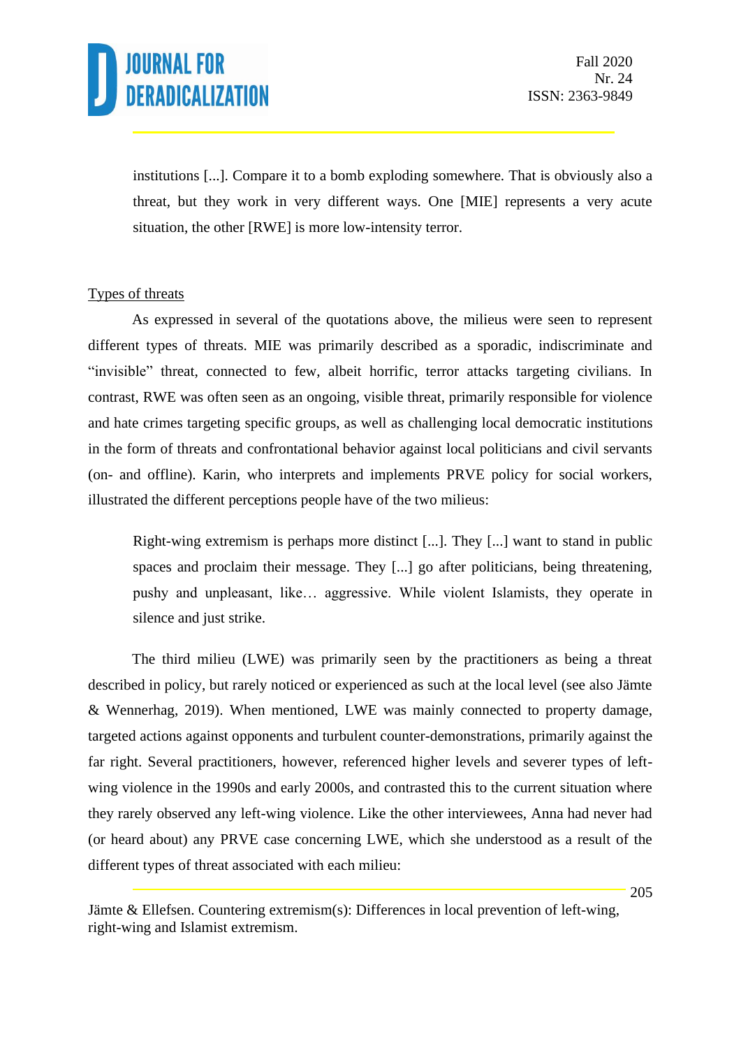> institutions [...]. Compare it to a bomb exploding somewhere. That is obviously also a threat, but they work in very different ways. One [MIE] represents a very acute situation, the other [RWE] is more low-intensity terror.

<u>Types of threats</u>

As expressed in several of the quotations above, the milieus were seen to represent different types of threats. MIE was primarily described as a sporadic, indiscriminate and "invisible" threat, connected to few, albeit horrific, terror attacks targeting civilians. In contrast, RWE was often seen as an ongoing, visible threat, primarily responsible for violence and hate crimes targeting specific groups, as well as challenging local democratic institutions in the form of threats and confrontational behavior against local politicians and civil servants (on- and offline). Karin, who interprets and implements PRVE policy for social workers, illustrated the different perceptions people have of the two milieus:

> Right-wing extremism is perhaps more distinct [...]. They [...] want to stand in public spaces and proclaim their message. They [...] go after politicians, being threatening, pushy and unpleasant, like… aggressive. While violent Islamists, they operate in silence and just strike.

The third milieu (LWE) was primarily seen by the practitioners as being a threat described in policy, but rarely noticed or experienced as such at the local level (see also Jämte & Wennerhag, 2019). When mentioned, LWE was mainly connected to property damage, targeted actions against opponents and turbulent counter-demonstrations, primarily against the far right. Several practitioners, however, referenced higher levels and severer types of left-wing violence in the 1990s and early 2000s, and contrasted this to the current situation where they rarely observed any left-wing violence. Like the other interviewees, Anna had never had (or heard about) any PRVE case concerning LWE, which she understood as a result of the different types of threat associated with each milieu: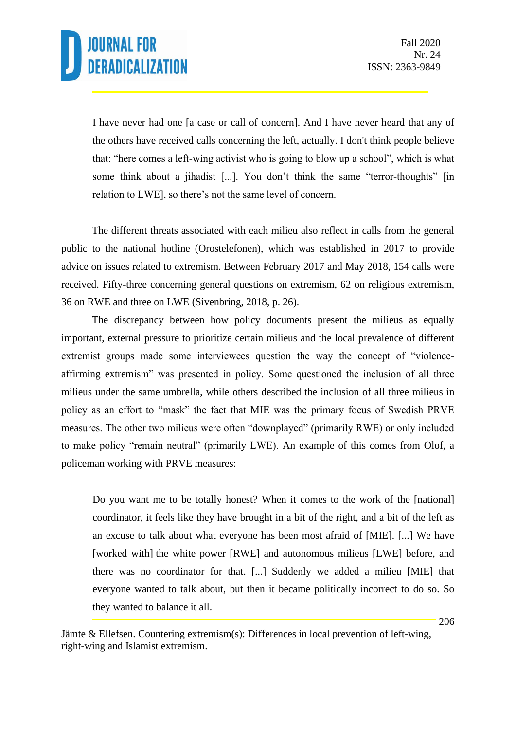> I have never had one [a case or call of concern]. And I have never heard that any of the others have received calls concerning the left, actually. I don't think people believe that: "here comes a left-wing activist who is going to blow up a school", which is what some think about a jihadist [...]. You don't think the same "terror-thoughts" [in relation to LWE], so there's not the same level of concern.

The different threats associated with each milieu also reflect in calls from the general public to the national hotline (Orostelefonen), which was established in 2017 to provide advice on issues related to extremism. Between February 2017 and May 2018, 154 calls were received. Fifty-three concerning general questions on extremism, 62 on religious extremism, 36 on RWE and three on LWE (Sivenbring, 2018, p. 26).

The discrepancy between how policy documents present the milieus as equally important, external pressure to prioritize certain milieus and the local prevalence of different extremist groups made some interviewees question the way the concept of "violence-affirming extremism" was presented in policy. Some questioned the inclusion of all three milieus under the same umbrella, while others described the inclusion of all three milieus in policy as an effort to "mask" the fact that MIE was the primary focus of Swedish PRVE measures. The other two milieus were often "downplayed" (primarily RWE) or only included to make policy "remain neutral" (primarily LWE). An example of this comes from Olof, a policeman working with PRVE measures:

> Do you want me to be totally honest? When it comes to the work of the [national] coordinator, it feels like they have brought in a bit of the right, and a bit of the left as an excuse to talk about what everyone has been most afraid of [MIE]. [...] We have [worked with] the white power [RWE] and autonomous milieus [LWE] before, and there was no coordinator for that. [...] Suddenly we added a milieu [MIE] that everyone wanted to talk about, but then it became politically incorrect to do so. So they wanted to balance it all.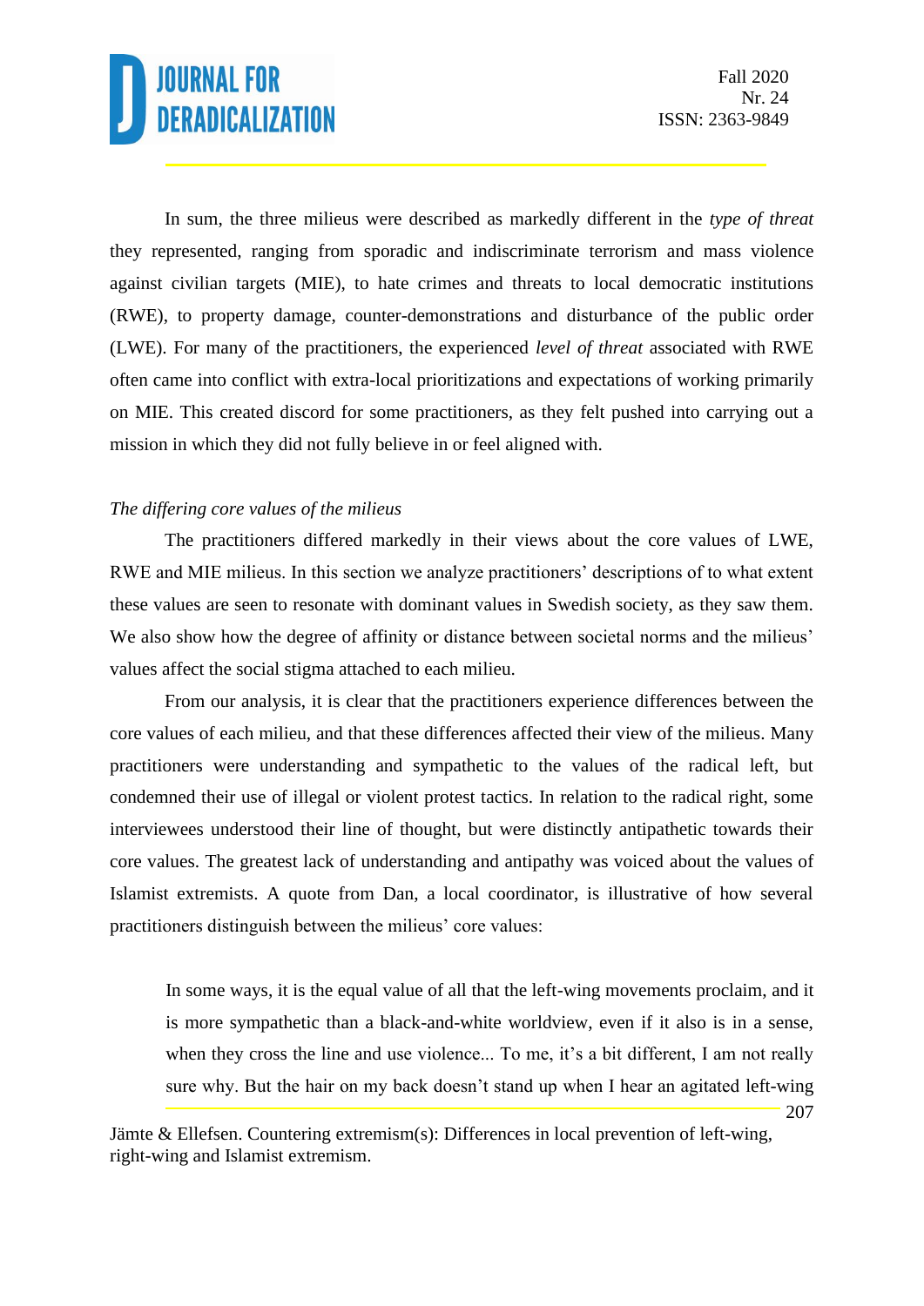In sum, the three milieus were described as markedly different in the *type of threat* they represented, ranging from sporadic and indiscriminate terrorism and mass violence against civilian targets (MIE), to hate crimes and threats to local democratic institutions (RWE), to property damage, counter-demonstrations and disturbance of the public order (LWE). For many of the practitioners, the experienced *level of threat* associated with RWE often came into conflict with extra-local prioritizations and expectations of working primarily on MIE. This created discord for some practitioners, as they felt pushed into carrying out a mission in which they did not fully believe in or feel aligned with.

*The differing core values of the milieus*

The practitioners differed markedly in their views about the core values of LWE, RWE and MIE milieus. In this section we analyze practitioners' descriptions of to what extent these values are seen to resonate with dominant values in Swedish society, as they saw them. We also show how the degree of affinity or distance between societal norms and the milieus' values affect the social stigma attached to each milieu.

From our analysis, it is clear that the practitioners experience differences between the core values of each milieu, and that these differences affected their view of the milieus. Many practitioners were understanding and sympathetic to the values of the radical left, but condemned their use of illegal or violent protest tactics. In relation to the radical right, some interviewees understood their line of thought, but were distinctly antipathetic towards their core values. The greatest lack of understanding and antipathy was voiced about the values of Islamist extremists. A quote from Dan, a local coordinator, is illustrative of how several practitioners distinguish between the milieus' core values:

> In some ways, it is the equal value of all that the left-wing movements proclaim, and it is more sympathetic than a black-and-white worldview, even if it also is in a sense, when they cross the line and use violence... To me, it's a bit different, I am not really sure why. But the hair on my back doesn't stand up when I hear an agitated left-wing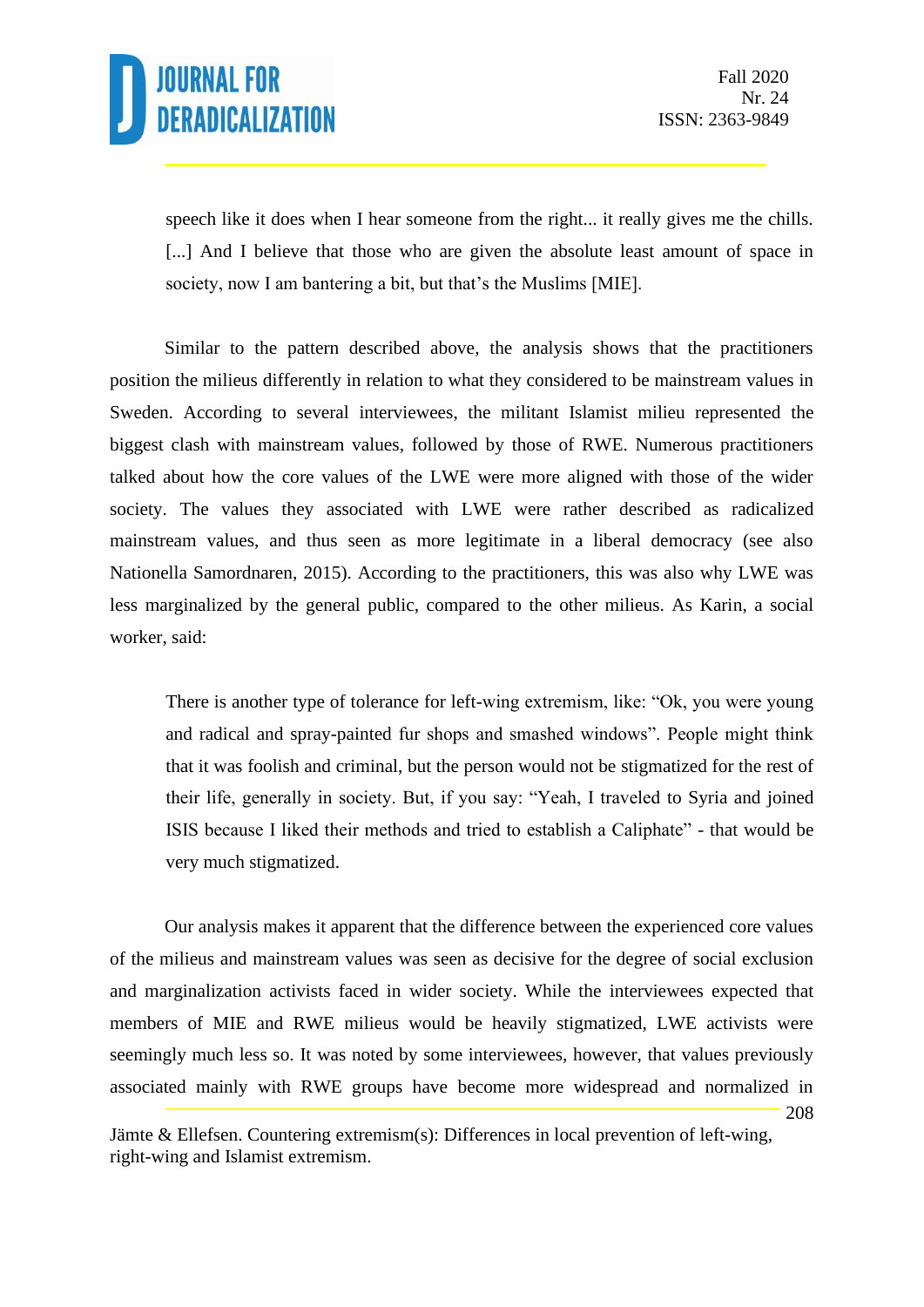> speech like it does when I hear someone from the right... it really gives me the chills. [...] And I believe that those who are given the absolute least amount of space in society, now I am bantering a bit, but that's the Muslims [MIE].

Similar to the pattern described above, the analysis shows that the practitioners position the milieus differently in relation to what they considered to be mainstream values in Sweden. According to several interviewees, the militant Islamist milieu represented the biggest clash with mainstream values, followed by those of RWE. Numerous practitioners talked about how the core values of the LWE were more aligned with those of the wider society. The values they associated with LWE were rather described as radicalized mainstream values, and thus seen as more legitimate in a liberal democracy (see also Nationella Samordnaren, 2015). According to the practitioners, this was also why LWE was less marginalized by the general public, compared to the other milieus. As Karin, a social worker, said:

> There is another type of tolerance for left-wing extremism, like: "Ok, you were young and radical and spray-painted fur shops and smashed windows". People might think that it was foolish and criminal, but the person would not be stigmatized for the rest of their life, generally in society. But, if you say: "Yeah, I traveled to Syria and joined ISIS because I liked their methods and tried to establish a Caliphate" - that would be very much stigmatized.

Our analysis makes it apparent that the difference between the experienced core values of the milieus and mainstream values was seen as decisive for the degree of social exclusion and marginalization activists faced in wider society. While the interviewees expected that members of MIE and RWE milieus would be heavily stigmatized, LWE activists were seemingly much less so. It was noted by some interviewees, however, that values previously associated mainly with RWE groups have become more widespread and normalized in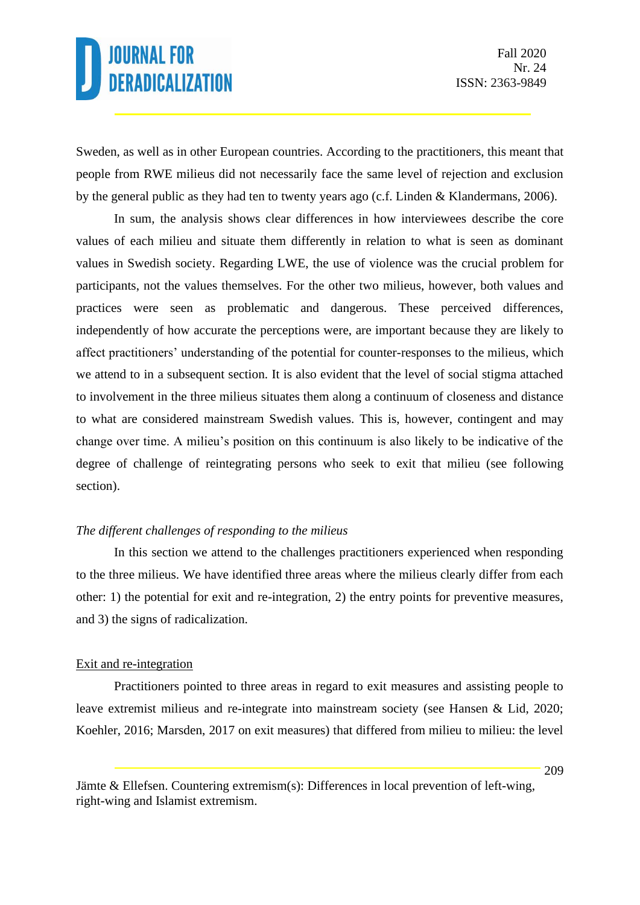Sweden, as well as in other European countries. According to the practitioners, this meant that people from RWE milieus did not necessarily face the same level of rejection and exclusion by the general public as they had ten to twenty years ago (c.f. Linden & Klandermans, 2006).

In sum, the analysis shows clear differences in how interviewees describe the core values of each milieu and situate them differently in relation to what is seen as dominant values in Swedish society. Regarding LWE, the use of violence was the crucial problem for participants, not the values themselves. For the other two milieus, however, both values and practices were seen as problematic and dangerous. These perceived differences, independently of how accurate the perceptions were, are important because they are likely to affect practitioners' understanding of the potential for counter-responses to the milieus, which we attend to in a subsequent section. It is also evident that the level of social stigma attached to involvement in the three milieus situates them along a continuum of closeness and distance to what are considered mainstream Swedish values. This is, however, contingent and may change over time. A milieu's position on this continuum is also likely to be indicative of the degree of challenge of reintegrating persons who seek to exit that milieu (see following section).

*The different challenges of responding to the milieus*

In this section we attend to the challenges practitioners experienced when responding to the three milieus. We have identified three areas where the milieus clearly differ from each other: 1) the potential for exit and re-integration, 2) the entry points for preventive measures, and 3) the signs of radicalization.

<u>Exit and re-integration</u>

Practitioners pointed to three areas in regard to exit measures and assisting people to leave extremist milieus and re-integrate into mainstream society (see Hansen & Lid, 2020; Koehler, 2016; Marsden, 2017 on exit measures) that differed from milieu to milieu: the level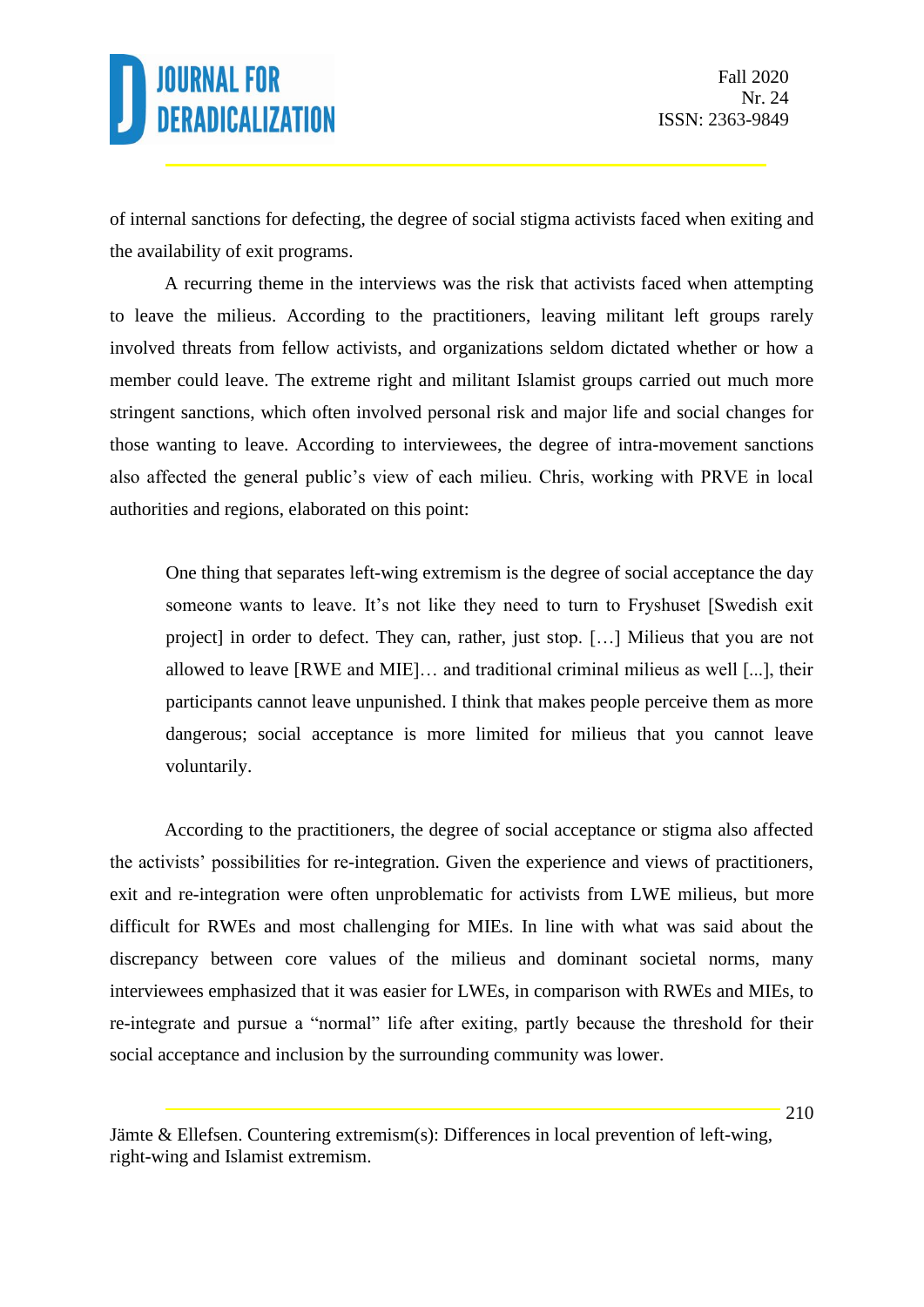of internal sanctions for defecting, the degree of social stigma activists faced when exiting and the availability of exit programs.

A recurring theme in the interviews was the risk that activists faced when attempting to leave the milieus. According to the practitioners, leaving militant left groups rarely involved threats from fellow activists, and organizations seldom dictated whether or how a member could leave. The extreme right and militant Islamist groups carried out much more stringent sanctions, which often involved personal risk and major life and social changes for those wanting to leave. According to interviewees, the degree of intra-movement sanctions also affected the general public's view of each milieu. Chris, working with PRVE in local authorities and regions, elaborated on this point:

> One thing that separates left-wing extremism is the degree of social acceptance the day someone wants to leave. It's not like they need to turn to Fryshuset [Swedish exit project] in order to defect. They can, rather, just stop. […] Milieus that you are not allowed to leave [RWE and MIE]… and traditional criminal milieus as well [...], their participants cannot leave unpunished. I think that makes people perceive them as more dangerous; social acceptance is more limited for milieus that you cannot leave voluntarily.

According to the practitioners, the degree of social acceptance or stigma also affected the activists' possibilities for re-integration. Given the experience and views of practitioners, exit and re-integration were often unproblematic for activists from LWE milieus, but more difficult for RWEs and most challenging for MIEs. In line with what was said about the discrepancy between core values of the milieus and dominant societal norms, many interviewees emphasized that it was easier for LWEs, in comparison with RWEs and MIEs, to re-integrate and pursue a "normal" life after exiting, partly because the threshold for their social acceptance and inclusion by the surrounding community was lower.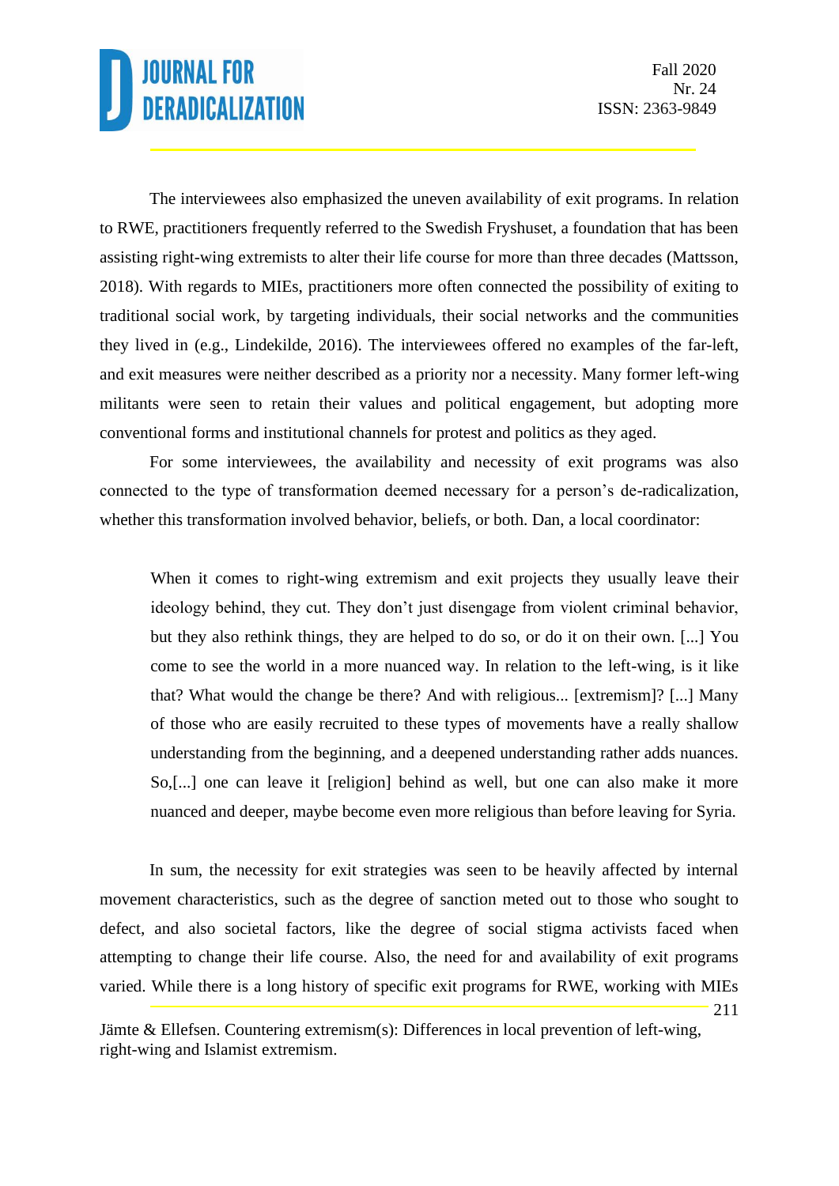The interviewees also emphasized the uneven availability of exit programs. In relation to RWE, practitioners frequently referred to the Swedish Fryshuset, a foundation that has been assisting right-wing extremists to alter their life course for more than three decades (Mattsson, 2018). With regards to MIEs, practitioners more often connected the possibility of exiting to traditional social work, by targeting individuals, their social networks and the communities they lived in (e.g., Lindekilde, 2016). The interviewees offered no examples of the far-left, and exit measures were neither described as a priority nor a necessity. Many former left-wing militants were seen to retain their values and political engagement, but adopting more conventional forms and institutional channels for protest and politics as they aged.

For some interviewees, the availability and necessity of exit programs was also connected to the type of transformation deemed necessary for a person's de-radicalization, whether this transformation involved behavior, beliefs, or both. Dan, a local coordinator:

> When it comes to right-wing extremism and exit projects they usually leave their ideology behind, they cut. They don't just disengage from violent criminal behavior, but they also rethink things, they are helped to do so, or do it on their own. [...] You come to see the world in a more nuanced way. In relation to the left-wing, is it like that? What would the change be there? And with religious... [extremism]? [...] Many of those who are easily recruited to these types of movements have a really shallow understanding from the beginning, and a deepened understanding rather adds nuances. So,[...] one can leave it [religion] behind as well, but one can also make it more nuanced and deeper, maybe become even more religious than before leaving for Syria.

In sum, the necessity for exit strategies was seen to be heavily affected by internal movement characteristics, such as the degree of sanction meted out to those who sought to defect, and also societal factors, like the degree of social stigma activists faced when attempting to change their life course. Also, the need for and availability of exit programs varied. While there is a long history of specific exit programs for RWE, working with MIEs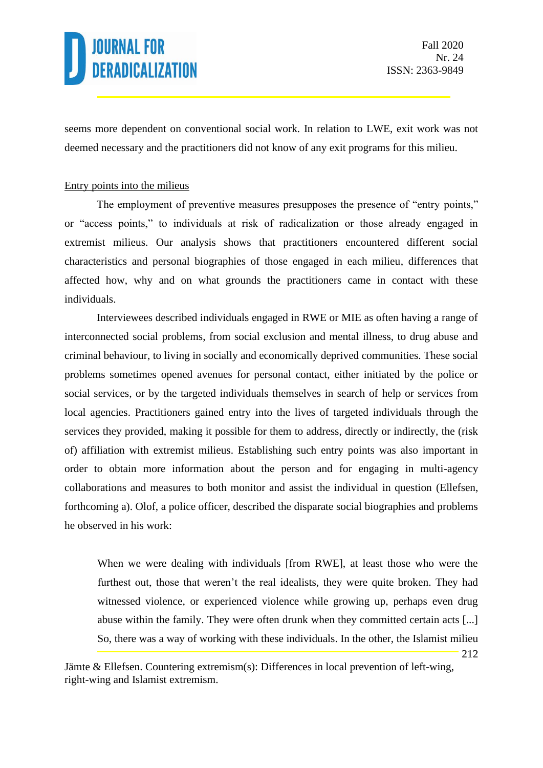seems more dependent on conventional social work. In relation to LWE, exit work was not deemed necessary and the practitioners did not know of any exit programs for this milieu.

<u>Entry points into the milieus</u>

The employment of preventive measures presupposes the presence of "entry points," or "access points," to individuals at risk of radicalization or those already engaged in extremist milieus. Our analysis shows that practitioners encountered different social characteristics and personal biographies of those engaged in each milieu, differences that affected how, why and on what grounds the practitioners came in contact with these individuals.

Interviewees described individuals engaged in RWE or MIE as often having a range of interconnected social problems, from social exclusion and mental illness, to drug abuse and criminal behaviour, to living in socially and economically deprived communities. These social problems sometimes opened avenues for personal contact, either initiated by the police or social services, or by the targeted individuals themselves in search of help or services from local agencies. Practitioners gained entry into the lives of targeted individuals through the services they provided, making it possible for them to address, directly or indirectly, the (risk of) affiliation with extremist milieus. Establishing such entry points was also important in order to obtain more information about the person and for engaging in multi-agency collaborations and measures to both monitor and assist the individual in question (Ellefsen, forthcoming a). Olof, a police officer, described the disparate social biographies and problems he observed in his work:

> When we were dealing with individuals [from RWE], at least those who were the furthest out, those that weren't the real idealists, they were quite broken. They had witnessed violence, or experienced violence while growing up, perhaps even drug abuse within the family. They were often drunk when they committed certain acts [...] So, there was a way of working with these individuals. In the other, the Islamist milieu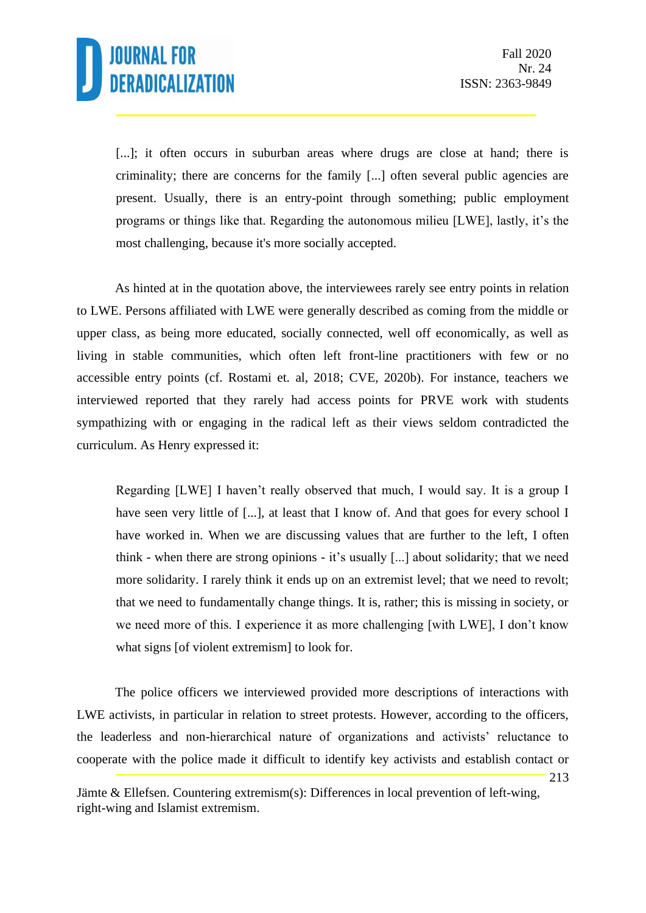> [...]; it often occurs in suburban areas where drugs are close at hand; there is criminality; there are concerns for the family [...] often several public agencies are present. Usually, there is an entry-point through something; public employment programs or things like that. Regarding the autonomous milieu [LWE], lastly, it's the most challenging, because it's more socially accepted.

As hinted at in the quotation above, the interviewees rarely see entry points in relation to LWE. Persons affiliated with LWE were generally described as coming from the middle or upper class, as being more educated, socially connected, well off economically, as well as living in stable communities, which often left front-line practitioners with few or no accessible entry points (cf. Rostami et. al, 2018; CVE, 2020b). For instance, teachers we interviewed reported that they rarely had access points for PRVE work with students sympathizing with or engaging in the radical left as their views seldom contradicted the curriculum. As Henry expressed it:

> Regarding [LWE] I haven't really observed that much, I would say. It is a group I have seen very little of [...], at least that I know of. And that goes for every school I have worked in. When we are discussing values that are further to the left, I often think - when there are strong opinions - it's usually [...] about solidarity; that we need more solidarity. I rarely think it ends up on an extremist level; that we need to revolt; that we need to fundamentally change things. It is, rather; this is missing in society, or we need more of this. I experience it as more challenging [with LWE], I don't know what signs [of violent extremism] to look for.

The police officers we interviewed provided more descriptions of interactions with LWE activists, in particular in relation to street protests. However, according to the officers, the leaderless and non-hierarchical nature of organizations and activists' reluctance to cooperate with the police made it difficult to identify key activists and establish contact or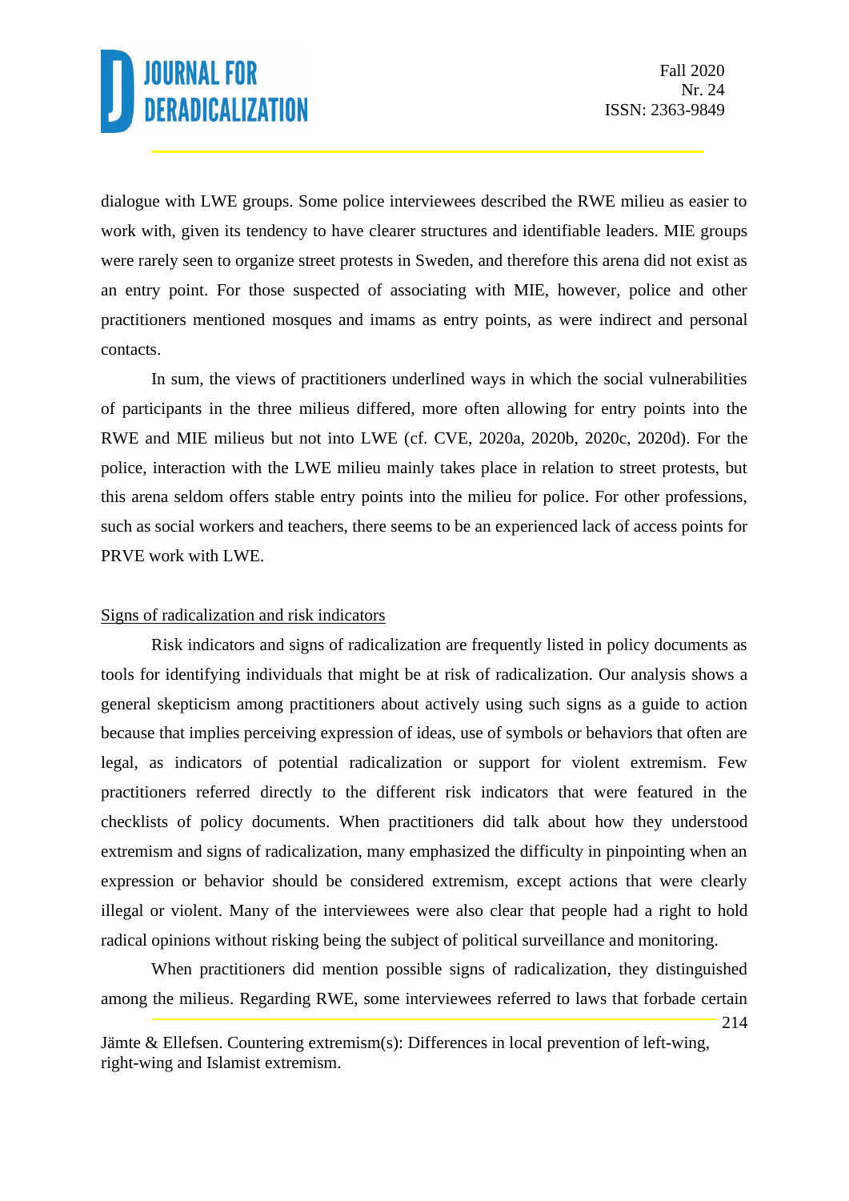dialogue with LWE groups. Some police interviewees described the RWE milieu as easier to work with, given its tendency to have clearer structures and identifiable leaders. MIE groups were rarely seen to organize street protests in Sweden, and therefore this arena did not exist as an entry point. For those suspected of associating with MIE, however, police and other practitioners mentioned mosques and imams as entry points, as were indirect and personal contacts.

In sum, the views of practitioners underlined ways in which the social vulnerabilities of participants in the three milieus differed, more often allowing for entry points into the RWE and MIE milieus but not into LWE (cf. CVE, 2020a, 2020b, 2020c, 2020d). For the police, interaction with the LWE milieu mainly takes place in relation to street protests, but this arena seldom offers stable entry points into the milieu for police. For other professions, such as social workers and teachers, there seems to be an experienced lack of access points for PRVE work with LWE.

## Signs of radicalization and risk indicators

Risk indicators and signs of radicalization are frequently listed in policy documents as tools for identifying individuals that might be at risk of radicalization. Our analysis shows a general skepticism among practitioners about actively using such signs as a guide to action because that implies perceiving expression of ideas, use of symbols or behaviors that often are legal, as indicators of potential radicalization or support for violent extremism. Few practitioners referred directly to the different risk indicators that were featured in the checklists of policy documents. When practitioners did talk about how they understood extremism and signs of radicalization, many emphasized the difficulty in pinpointing when an expression or behavior should be considered extremism, except actions that were clearly illegal or violent. Many of the interviewees were also clear that people had a right to hold radical opinions without risking being the subject of political surveillance and monitoring.

When practitioners did mention possible signs of radicalization, they distinguished among the milieus. Regarding RWE, some interviewees referred to laws that forbade certain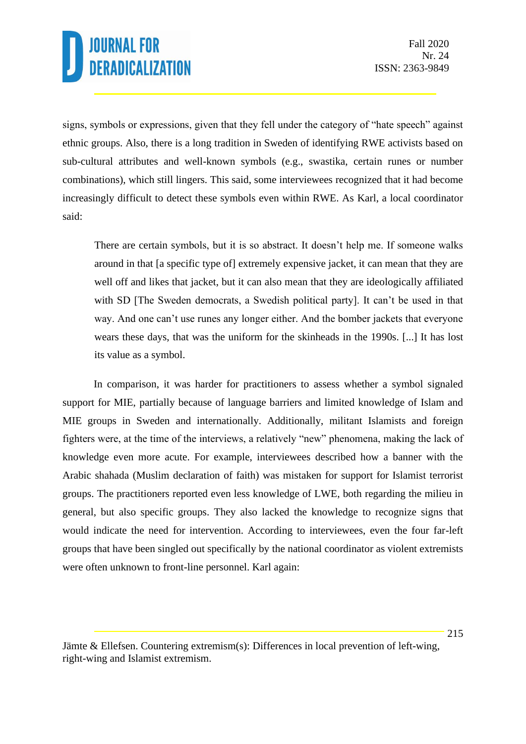signs, symbols or expressions, given that they fell under the category of "hate speech" against ethnic groups. Also, there is a long tradition in Sweden of identifying RWE activists based on sub-cultural attributes and well-known symbols (e.g., swastika, certain runes or number combinations), which still lingers. This said, some interviewees recognized that it had become increasingly difficult to detect these symbols even within RWE. As Karl, a local coordinator said:

> There are certain symbols, but it is so abstract. It doesn't help me. If someone walks around in that [a specific type of] extremely expensive jacket, it can mean that they are well off and likes that jacket, but it can also mean that they are ideologically affiliated with SD [The Sweden democrats, a Swedish political party]. It can't be used in that way. And one can't use runes any longer either. And the bomber jackets that everyone wears these days, that was the uniform for the skinheads in the 1990s. [...] It has lost its value as a symbol.

In comparison, it was harder for practitioners to assess whether a symbol signaled support for MIE, partially because of language barriers and limited knowledge of Islam and MIE groups in Sweden and internationally. Additionally, militant Islamists and foreign fighters were, at the time of the interviews, a relatively "new" phenomena, making the lack of knowledge even more acute. For example, interviewees described how a banner with the Arabic shahada (Muslim declaration of faith) was mistaken for support for Islamist terrorist groups. The practitioners reported even less knowledge of LWE, both regarding the milieu in general, but also specific groups. They also lacked the knowledge to recognize signs that would indicate the need for intervention. According to interviewees, even the four far-left groups that have been singled out specifically by the national coordinator as violent extremists were often unknown to front-line personnel. Karl again: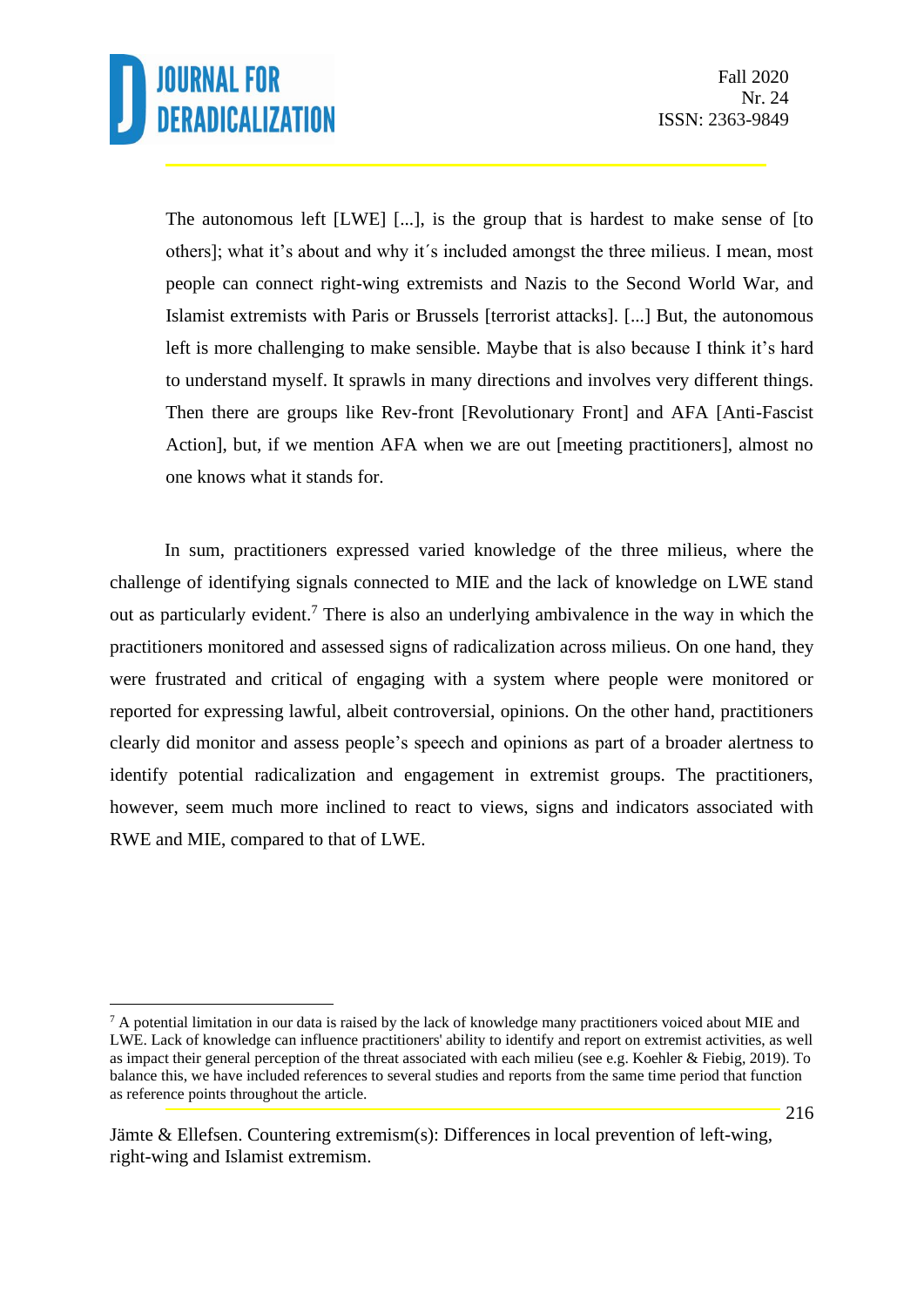> The autonomous left [LWE] [...], is the group that is hardest to make sense of [to others]; what it's about and why it´s included amongst the three milieus. I mean, most people can connect right-wing extremists and Nazis to the Second World War, and Islamist extremists with Paris or Brussels [terrorist attacks]. [...] But, the autonomous left is more challenging to make sensible. Maybe that is also because I think it's hard to understand myself. It sprawls in many directions and involves very different things. Then there are groups like Rev-front [Revolutionary Front] and AFA [Anti-Fascist Action], but, if we mention AFA when we are out [meeting practitioners], almost no one knows what it stands for.

In sum, practitioners expressed varied knowledge of the three milieus, where the challenge of identifying signals connected to MIE and the lack of knowledge on LWE stand out as particularly evident.[7] There is also an underlying ambivalence in the way in which the practitioners monitored and assessed signs of radicalization across milieus. On one hand, they were frustrated and critical of engaging with a system where people were monitored or reported for expressing lawful, albeit controversial, opinions. On the other hand, practitioners clearly did monitor and assess people's speech and opinions as part of a broader alertness to identify potential radicalization and engagement in extremist groups. The practitioners, however, seem much more inclined to react to views, signs and indicators associated with RWE and MIE, compared to that of LWE.

[7] A potential limitation in our data is raised by the lack of knowledge many practitioners voiced about MIE and LWE. Lack of knowledge can influence practitioners' ability to identify and report on extremist activities, as well as impact their general perception of the threat associated with each milieu (see e.g. Koehler & Fiebig, 2019). To balance this, we have included references to several studies and reports from the same time period that function as reference points throughout the article.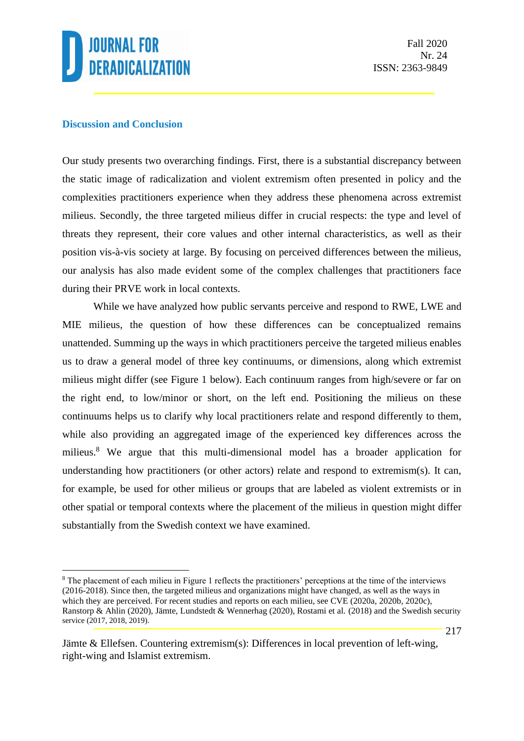## Discussion and Conclusion

Our study presents two overarching findings. First, there is a substantial discrepancy between the static image of radicalization and violent extremism often presented in policy and the complexities practitioners experience when they address these phenomena across extremist milieus. Secondly, the three targeted milieus differ in crucial respects: the type and level of threats they represent, their core values and other internal characteristics, as well as their position vis-à-vis society at large. By focusing on perceived differences between the milieus, our analysis has also made evident some of the complex challenges that practitioners face during their PRVE work in local contexts.

While we have analyzed how public servants perceive and respond to RWE, LWE and MIE milieus, the question of how these differences can be conceptualized remains unattended. Summing up the ways in which practitioners perceive the targeted milieus enables us to draw a general model of three key continuums, or dimensions, along which extremist milieus might differ (see Figure 1 below). Each continuum ranges from high/severe or far on the right end, to low/minor or short, on the left end. Positioning the milieus on these continuums helps us to clarify why local practitioners relate and respond differently to them, while also providing an aggregated image of the experienced key differences across the milieus.[8] We argue that this multi-dimensional model has a broader application for understanding how practitioners (or other actors) relate and respond to extremism(s). It can, for example, be used for other milieus or groups that are labeled as violent extremists or in other spatial or temporal contexts where the placement of the milieus in question might differ substantially from the Swedish context we have examined.

[8] The placement of each milieu in Figure 1 reflects the practitioners' perceptions at the time of the interviews (2016-2018). Since then, the targeted milieus and organizations might have changed, as well as the ways in which they are perceived. For recent studies and reports on each milieu, see CVE (2020a, 2020b, 2020c), Ranstorp & Ahlin (2020), Jämte, Lundstedt & Wennerhag (2020), Rostami et al. (2018) and the Swedish security service (2017, 2018, 2019).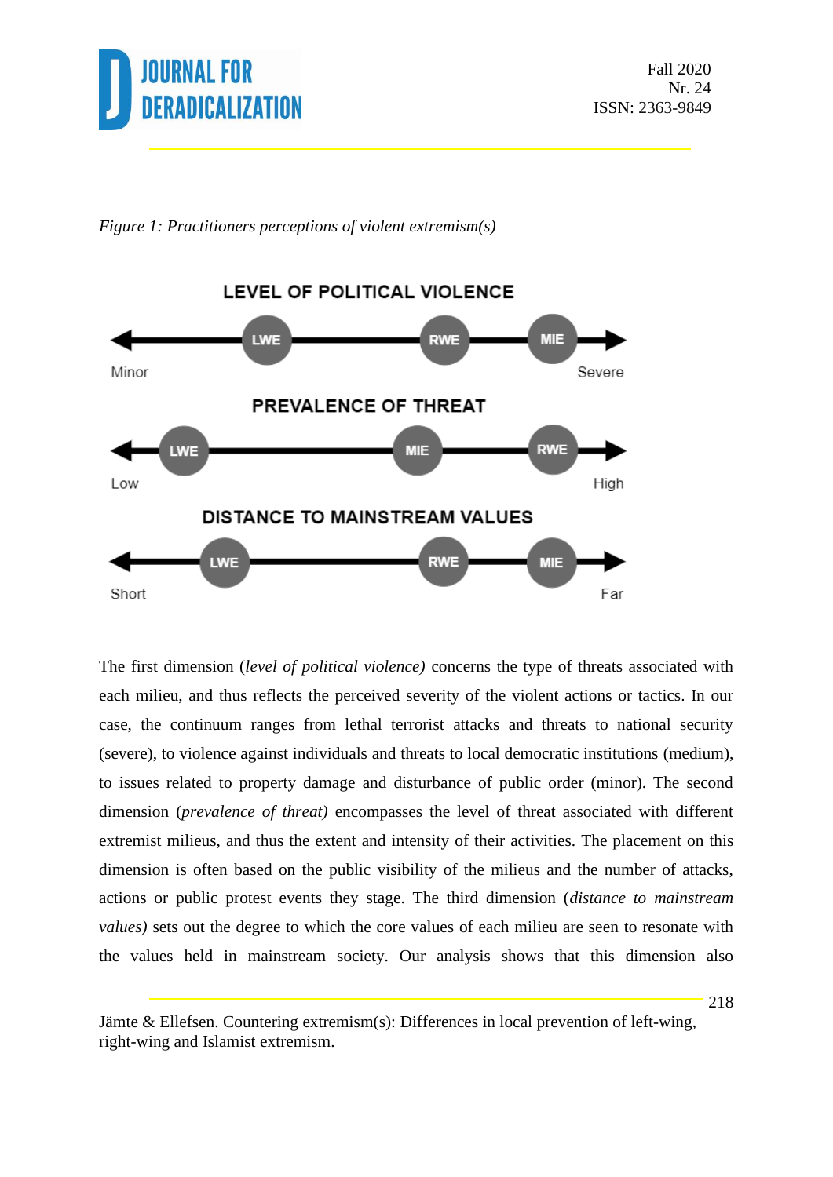*Figure 1: Practitioners perceptions of violent extremism(s)*

LEVEL OF POLITICAL VIOLENCE

Minor — LWE — RWE — MIE — Severe

PREVALENCE OF THREAT

Low — LWE — MIE — RWE — High

DISTANCE TO MAINSTREAM VALUES

Short — LWE — RWE — MIE — Far

The first dimension (*level of political violence)* concerns the type of threats associated with each milieu, and thus reflects the perceived severity of the violent actions or tactics. In our case, the continuum ranges from lethal terrorist attacks and threats to national security (severe), to violence against individuals and threats to local democratic institutions (medium), to issues related to property damage and disturbance of public order (minor). The second dimension (*prevalence of threat)* encompasses the level of threat associated with different extremist milieus, and thus the extent and intensity of their activities. The placement on this dimension is often based on the public visibility of the milieus and the number of attacks, actions or public protest events they stage. The third dimension (*distance to mainstream values)* sets out the degree to which the core values of each milieu are seen to resonate with the values held in mainstream society. Our analysis shows that this dimension also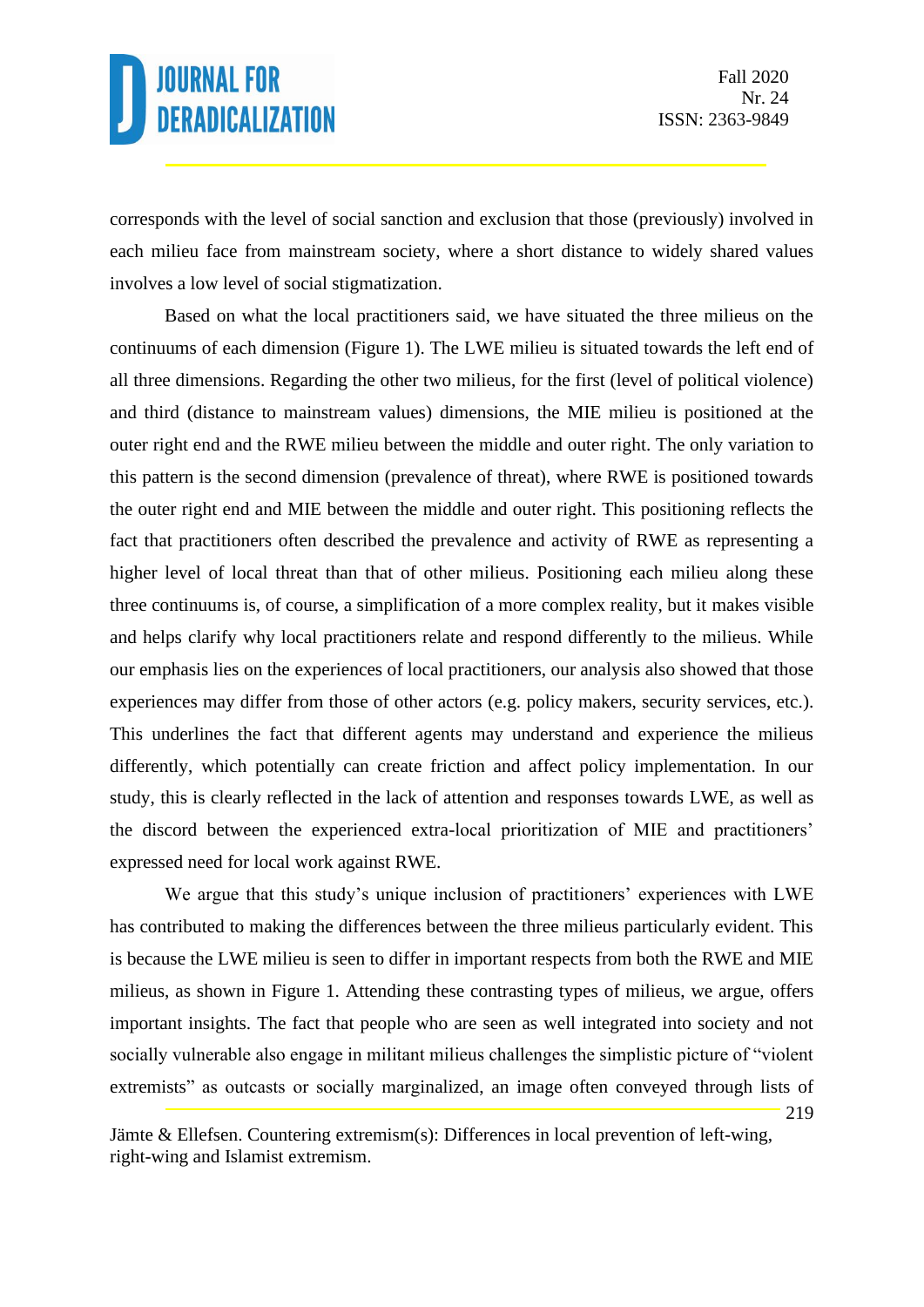corresponds with the level of social sanction and exclusion that those (previously) involved in each milieu face from mainstream society, where a short distance to widely shared values involves a low level of social stigmatization.

Based on what the local practitioners said, we have situated the three milieus on the continuums of each dimension (Figure 1). The LWE milieu is situated towards the left end of all three dimensions. Regarding the other two milieus, for the first (level of political violence) and third (distance to mainstream values) dimensions, the MIE milieu is positioned at the outer right end and the RWE milieu between the middle and outer right. The only variation to this pattern is the second dimension (prevalence of threat), where RWE is positioned towards the outer right end and MIE between the middle and outer right. This positioning reflects the fact that practitioners often described the prevalence and activity of RWE as representing a higher level of local threat than that of other milieus. Positioning each milieu along these three continuums is, of course, a simplification of a more complex reality, but it makes visible and helps clarify why local practitioners relate and respond differently to the milieus. While our emphasis lies on the experiences of local practitioners, our analysis also showed that those experiences may differ from those of other actors (e.g. policy makers, security services, etc.). This underlines the fact that different agents may understand and experience the milieus differently, which potentially can create friction and affect policy implementation. In our study, this is clearly reflected in the lack of attention and responses towards LWE, as well as the discord between the experienced extra-local prioritization of MIE and practitioners' expressed need for local work against RWE.

We argue that this study's unique inclusion of practitioners' experiences with LWE has contributed to making the differences between the three milieus particularly evident. This is because the LWE milieu is seen to differ in important respects from both the RWE and MIE milieus, as shown in Figure 1. Attending these contrasting types of milieus, we argue, offers important insights. The fact that people who are seen as well integrated into society and not socially vulnerable also engage in militant milieus challenges the simplistic picture of "violent extremists" as outcasts or socially marginalized, an image often conveyed through lists of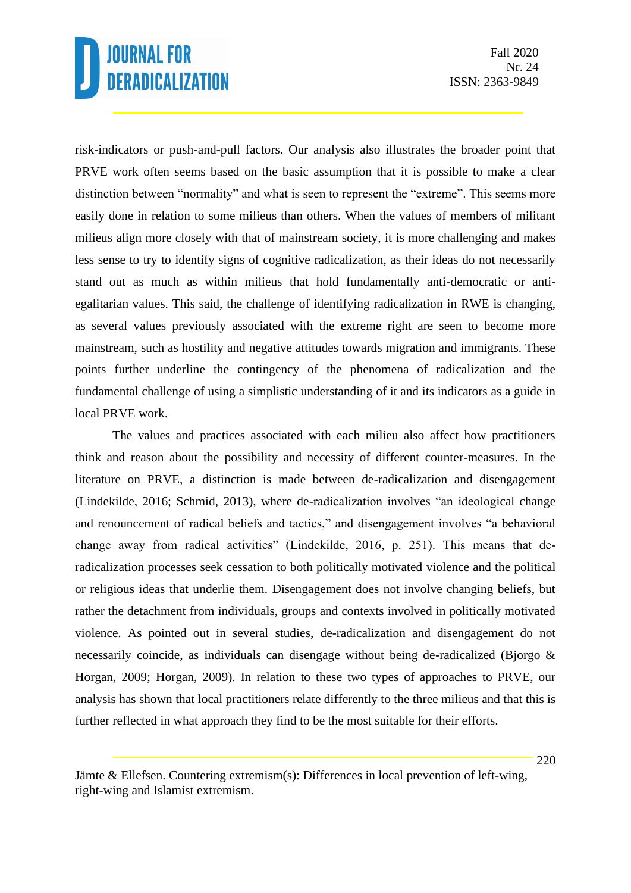risk-indicators or push-and-pull factors. Our analysis also illustrates the broader point that PRVE work often seems based on the basic assumption that it is possible to make a clear distinction between "normality" and what is seen to represent the "extreme". This seems more easily done in relation to some milieus than others. When the values of members of militant milieus align more closely with that of mainstream society, it is more challenging and makes less sense to try to identify signs of cognitive radicalization, as their ideas do not necessarily stand out as much as within milieus that hold fundamentally anti-democratic or anti-egalitarian values. This said, the challenge of identifying radicalization in RWE is changing, as several values previously associated with the extreme right are seen to become more mainstream, such as hostility and negative attitudes towards migration and immigrants. These points further underline the contingency of the phenomena of radicalization and the fundamental challenge of using a simplistic understanding of it and its indicators as a guide in local PRVE work.

The values and practices associated with each milieu also affect how practitioners think and reason about the possibility and necessity of different counter-measures. In the literature on PRVE, a distinction is made between de-radicalization and disengagement (Lindekilde, 2016; Schmid, 2013), where de-radicalization involves "an ideological change and renouncement of radical beliefs and tactics," and disengagement involves "a behavioral change away from radical activities" (Lindekilde, 2016, p. 251). This means that de-radicalization processes seek cessation to both politically motivated violence and the political or religious ideas that underlie them. Disengagement does not involve changing beliefs, but rather the detachment from individuals, groups and contexts involved in politically motivated violence. As pointed out in several studies, de-radicalization and disengagement do not necessarily coincide, as individuals can disengage without being de-radicalized (Bjorgo & Horgan, 2009; Horgan, 2009). In relation to these two types of approaches to PRVE, our analysis has shown that local practitioners relate differently to the three milieus and that this is further reflected in what approach they find to be the most suitable for their efforts.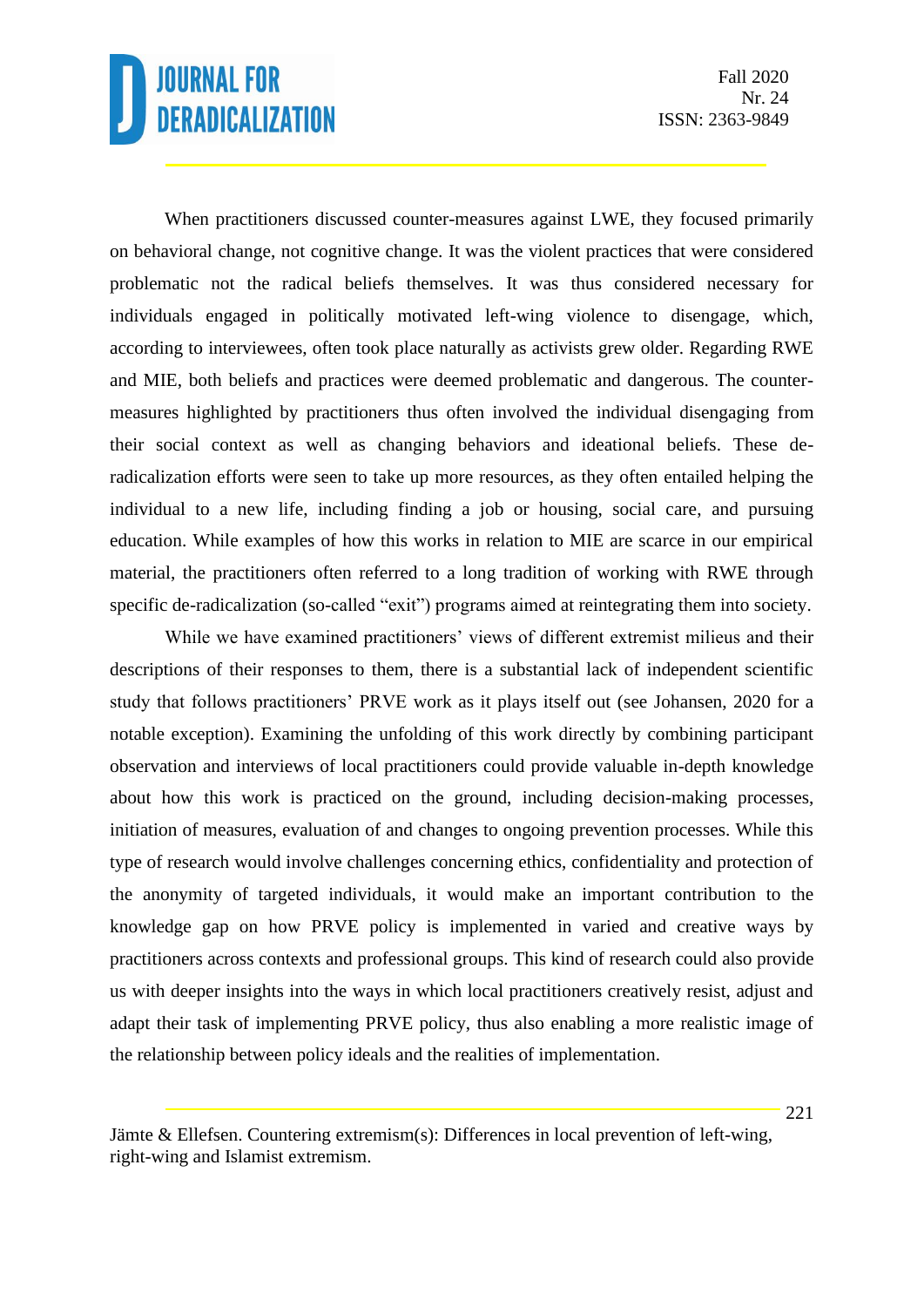When practitioners discussed counter-measures against LWE, they focused primarily on behavioral change, not cognitive change. It was the violent practices that were considered problematic not the radical beliefs themselves. It was thus considered necessary for individuals engaged in politically motivated left-wing violence to disengage, which, according to interviewees, often took place naturally as activists grew older. Regarding RWE and MIE, both beliefs and practices were deemed problematic and dangerous. The counter-measures highlighted by practitioners thus often involved the individual disengaging from their social context as well as changing behaviors and ideational beliefs. These de-radicalization efforts were seen to take up more resources, as they often entailed helping the individual to a new life, including finding a job or housing, social care, and pursuing education. While examples of how this works in relation to MIE are scarce in our empirical material, the practitioners often referred to a long tradition of working with RWE through specific de-radicalization (so-called "exit") programs aimed at reintegrating them into society.

While we have examined practitioners' views of different extremist milieus and their descriptions of their responses to them, there is a substantial lack of independent scientific study that follows practitioners' PRVE work as it plays itself out (see Johansen, 2020 for a notable exception). Examining the unfolding of this work directly by combining participant observation and interviews of local practitioners could provide valuable in-depth knowledge about how this work is practiced on the ground, including decision-making processes, initiation of measures, evaluation of and changes to ongoing prevention processes. While this type of research would involve challenges concerning ethics, confidentiality and protection of the anonymity of targeted individuals, it would make an important contribution to the knowledge gap on how PRVE policy is implemented in varied and creative ways by practitioners across contexts and professional groups. This kind of research could also provide us with deeper insights into the ways in which local practitioners creatively resist, adjust and adapt their task of implementing PRVE policy, thus also enabling a more realistic image of the relationship between policy ideals and the realities of implementation.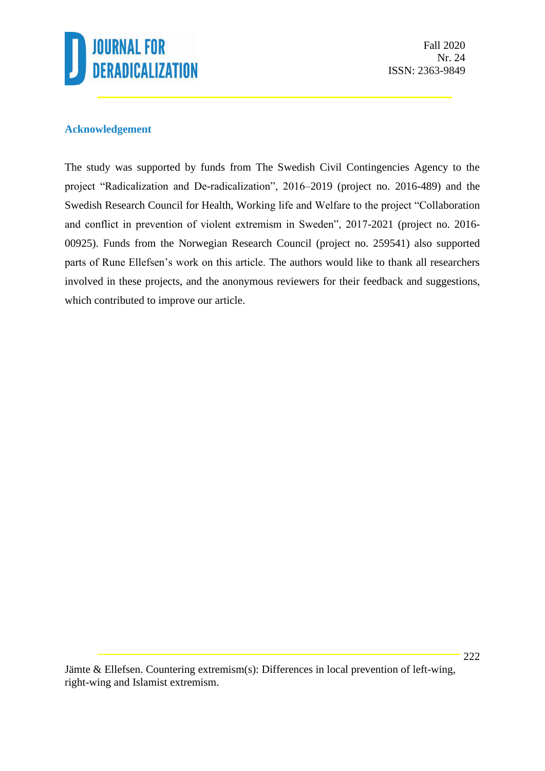## Acknowledgement

The study was supported by funds from The Swedish Civil Contingencies Agency to the project “Radicalization and De-radicalization”, 2016–2019 (project no. 2016-489) and the Swedish Research Council for Health, Working life and Welfare to the project “Collaboration and conflict in prevention of violent extremism in Sweden”, 2017-2021 (project no. 2016-00925). Funds from the Norwegian Research Council (project no. 259541) also supported parts of Rune Ellefsen’s work on this article. The authors would like to thank all researchers involved in these projects, and the anonymous reviewers for their feedback and suggestions, which contributed to improve our article.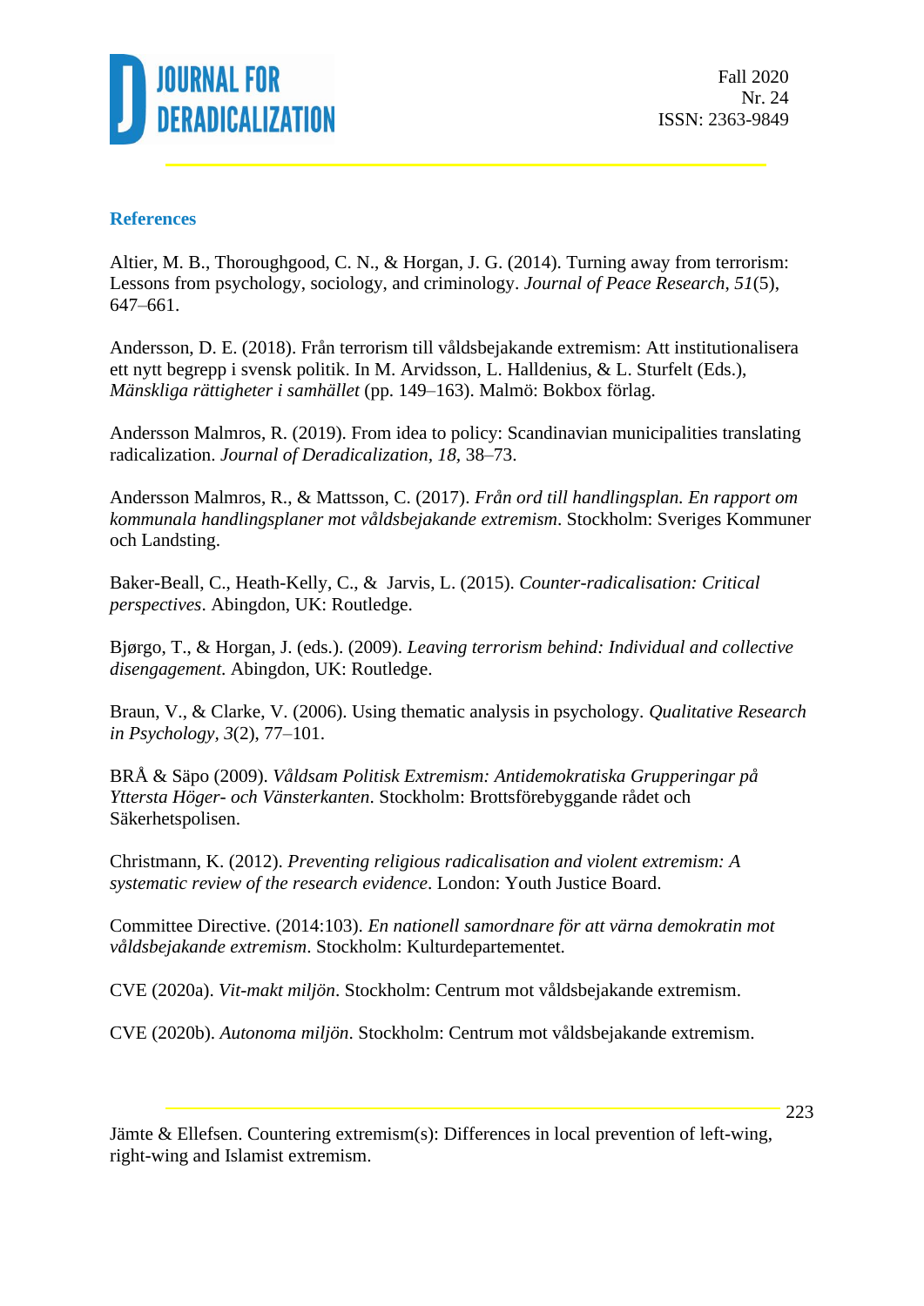## References

Altier, M. B., Thoroughgood, C. N., & Horgan, J. G. (2014). Turning away from terrorism: Lessons from psychology, sociology, and criminology. *Journal of Peace Research*, *51*(5), 647–661.

Andersson, D. E. (2018). Från terrorism till våldsbejakande extremism: Att institutionalisera ett nytt begrepp i svensk politik. In M. Arvidsson, L. Halldenius, & L. Sturfelt (Eds.), *Mänskliga rättigheter i samhället* (pp. 149–163). Malmö: Bokbox förlag.

Andersson Malmros, R. (2019). From idea to policy: Scandinavian municipalities translating radicalization. *Journal of Deradicalization*, *18*, 38–73.

Andersson Malmros, R., & Mattsson, C. (2017). *Från ord till handlingsplan. En rapport om kommunala handlingsplaner mot våldsbejakande extremism*. Stockholm: Sveriges Kommuner och Landsting.

Baker-Beall, C., Heath-Kelly, C., & Jarvis, L. (2015). *Counter-radicalisation: Critical perspectives*. Abingdon, UK: Routledge.

Bjørgo, T., & Horgan, J. (eds.). (2009). *Leaving terrorism behind: Individual and collective disengagement*. Abingdon, UK: Routledge.

Braun, V., & Clarke, V. (2006). Using thematic analysis in psychology. *Qualitative Research in Psychology*, *3*(2), 77–101.

BRÅ & Säpo (2009). *Våldsam Politisk Extremism: Antidemokratiska Grupperingar på Yttersta Höger- och Vänsterkanten*. Stockholm: Brottsförebyggande rådet och Säkerhetspolisen.

Christmann, K. (2012). *Preventing religious radicalisation and violent extremism: A systematic review of the research evidence*. London: Youth Justice Board.

Committee Directive. (2014:103). *En nationell samordnare för att värna demokratin mot våldsbejakande extremism*. Stockholm: Kulturdepartementet.

CVE (2020a). *Vit-makt miljön*. Stockholm: Centrum mot våldsbejakande extremism.

CVE (2020b). *Autonoma miljön*. Stockholm: Centrum mot våldsbejakande extremism.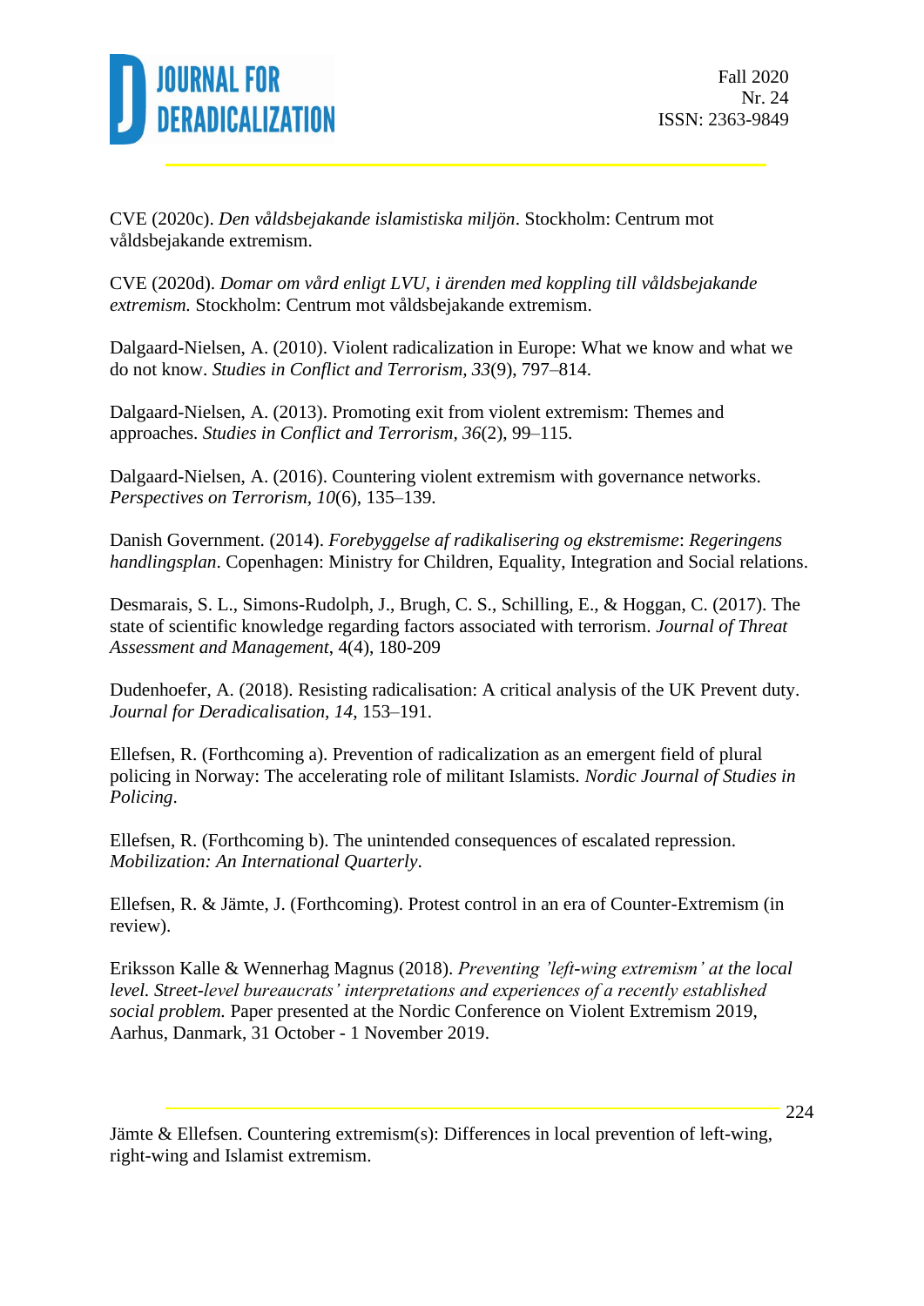CVE (2020c). *Den våldsbejakande islamistiska miljön*. Stockholm: Centrum mot våldsbejakande extremism.

CVE (2020d). *Domar om vård enligt LVU, i ärenden med koppling till våldsbejakande extremism.* Stockholm: Centrum mot våldsbejakande extremism.

Dalgaard-Nielsen, A. (2010). Violent radicalization in Europe: What we know and what we do not know. *Studies in Conflict and Terrorism, 33*(9), 797–814.

Dalgaard-Nielsen, A. (2013). Promoting exit from violent extremism: Themes and approaches. *Studies in Conflict and Terrorism, 36*(2), 99–115.

Dalgaard-Nielsen, A. (2016). Countering violent extremism with governance networks. *Perspectives on Terrorism, 10*(6), 135–139.

Danish Government. (2014). *Forebyggelse af radikalisering og ekstremisme*: *Regeringens handlingsplan*. Copenhagen: Ministry for Children, Equality, Integration and Social relations.

Desmarais, S. L., Simons-Rudolph, J., Brugh, C. S., Schilling, E., & Hoggan, C. (2017). The state of scientific knowledge regarding factors associated with terrorism. *Journal of Threat Assessment and Management*, 4(4), 180-209

Dudenhoefer, A. (2018). Resisting radicalisation: A critical analysis of the UK Prevent duty. *Journal for Deradicalisation, 14*, 153–191.

Ellefsen, R. (Forthcoming a). Prevention of radicalization as an emergent field of plural policing in Norway: The accelerating role of militant Islamists. *Nordic Journal of Studies in Policing*.

Ellefsen, R. (Forthcoming b). The unintended consequences of escalated repression. *Mobilization: An International Quarterly*.

Ellefsen, R. & Jämte, J. (Forthcoming). Protest control in an era of Counter-Extremism (in review).

Eriksson Kalle & Wennerhag Magnus (2018). *Preventing 'left-wing extremism' at the local level. Street-level bureaucrats' interpretations and experiences of a recently established social problem.* Paper presented at the Nordic Conference on Violent Extremism 2019, Aarhus, Danmark, 31 October - 1 November 2019.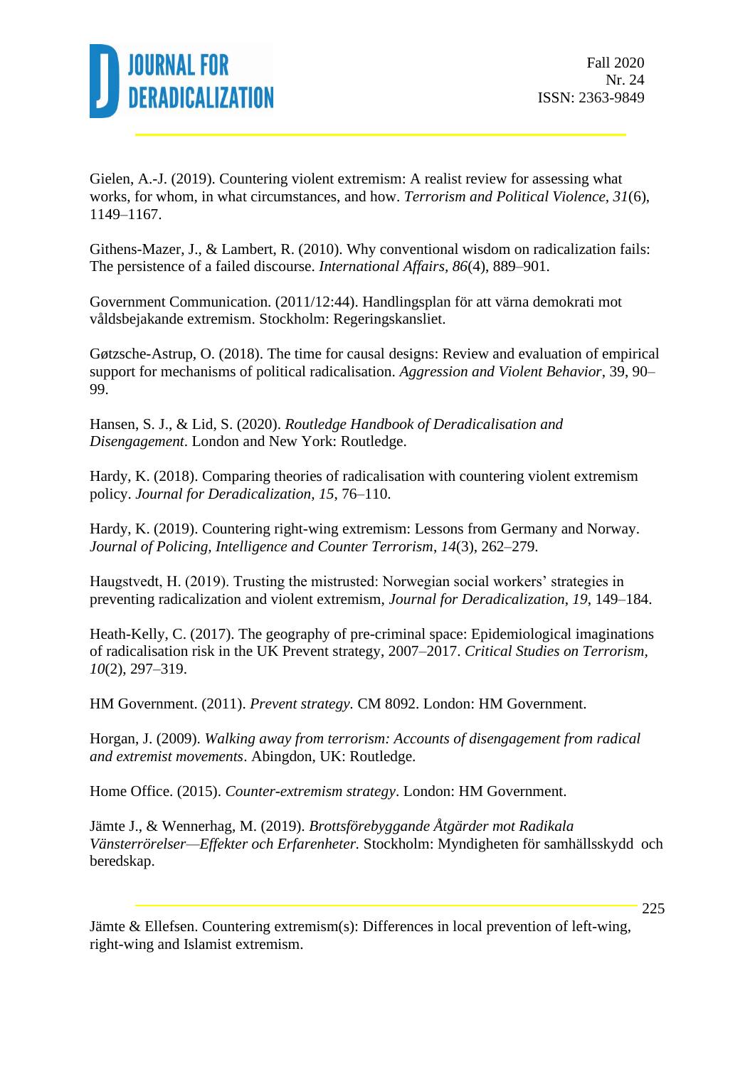Gielen, A.-J. (2019). Countering violent extremism: A realist review for assessing what works, for whom, in what circumstances, and how. *Terrorism and Political Violence, 31*(6), 1149–1167.

Githens-Mazer, J., & Lambert, R. (2010). Why conventional wisdom on radicalization fails: The persistence of a failed discourse. *International Affairs, 86*(4), 889–901.

Government Communication. (2011/12:44). Handlingsplan för att värna demokrati mot våldsbejakande extremism. Stockholm: Regeringskansliet.

Gøtzsche-Astrup, O. (2018). The time for causal designs: Review and evaluation of empirical support for mechanisms of political radicalisation. *Aggression and Violent Behavior*, 39, 90–99.

Hansen, S. J., & Lid, S. (2020). *Routledge Handbook of Deradicalisation and Disengagement*. London and New York: Routledge.

Hardy, K. (2018). Comparing theories of radicalisation with countering violent extremism policy. *Journal for Deradicalization, 15*, 76–110.

Hardy, K. (2019). Countering right-wing extremism: Lessons from Germany and Norway. *Journal of Policing, Intelligence and Counter Terrorism*, *14*(3), 262–279.

Haugstvedt, H. (2019). Trusting the mistrusted: Norwegian social workers' strategies in preventing radicalization and violent extremism, *Journal for Deradicalization*, *19*, 149–184.

Heath-Kelly, C. (2017). The geography of pre-criminal space: Epidemiological imaginations of radicalisation risk in the UK Prevent strategy, 2007–2017. *Critical Studies on Terrorism, 10*(2), 297–319.

HM Government. (2011). *Prevent strategy.* CM 8092. London: HM Government.

Horgan, J. (2009). *Walking away from terrorism: Accounts of disengagement from radical and extremist movements*. Abingdon, UK: Routledge.

Home Office. (2015). *Counter-extremism strategy*. London: HM Government.

Jämte J., & Wennerhag, M. (2019). *Brottsförebyggande Åtgärder mot Radikala Vänsterrörelser—Effekter och Erfarenheter.* Stockholm: Myndigheten för samhällsskydd och beredskap.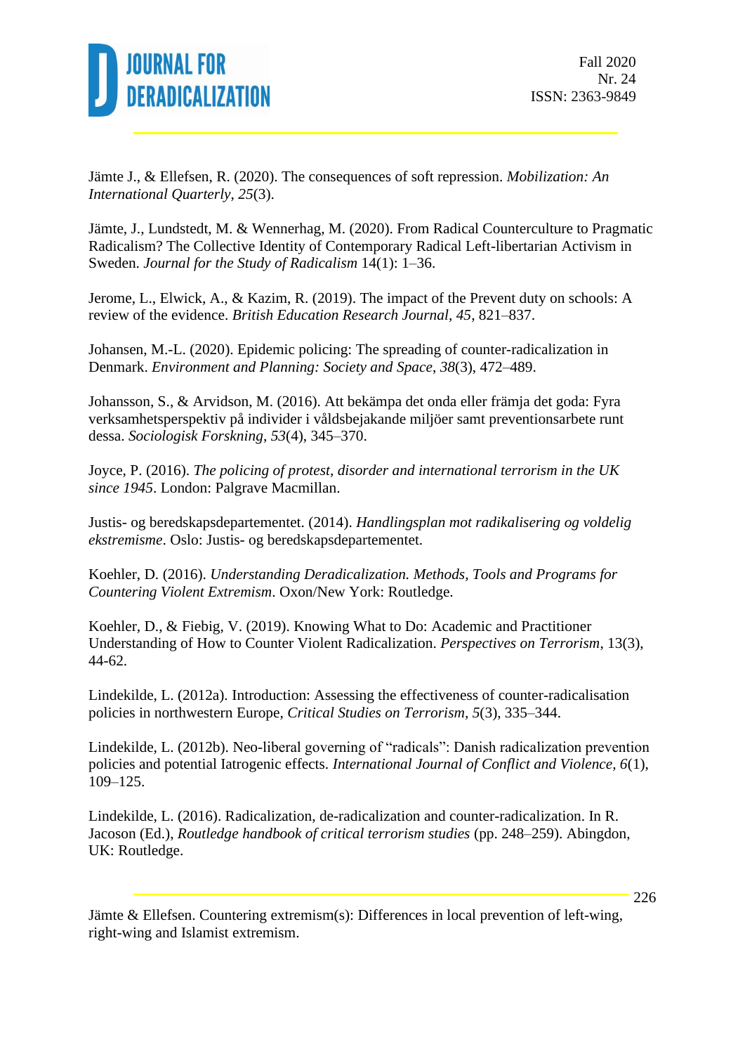Jämte J., & Ellefsen, R. (2020). The consequences of soft repression. *Mobilization: An International Quarterly*, *25*(3).

Jämte, J., Lundstedt, M. & Wennerhag, M. (2020). From Radical Counterculture to Pragmatic Radicalism? The Collective Identity of Contemporary Radical Left-libertarian Activism in Sweden. *Journal for the Study of Radicalism* 14(1): 1–36.

Jerome, L., Elwick, A., & Kazim, R. (2019). The impact of the Prevent duty on schools: A review of the evidence. *British Education Research Journal*, *45*, 821–837.

Johansen, M.-L. (2020). Epidemic policing: The spreading of counter-radicalization in Denmark. *Environment and Planning: Society and Space*, *38*(3), 472–489.

Johansson, S., & Arvidson, M. (2016). Att bekämpa det onda eller främja det goda: Fyra verksamhetsperspektiv på individer i våldsbejakande miljöer samt preventionsarbete runt dessa. *Sociologisk Forskning*, *53*(4), 345–370.

Joyce, P. (2016). *The policing of protest, disorder and international terrorism in the UK since 1945*. London: Palgrave Macmillan.

Justis- og beredskapsdepartementet. (2014). *Handlingsplan mot radikalisering og voldelig ekstremisme*. Oslo: Justis- og beredskapsdepartementet.

Koehler, D. (2016). *Understanding Deradicalization. Methods, Tools and Programs for Countering Violent Extremism*. Oxon/New York: Routledge.

Koehler, D., & Fiebig, V. (2019). Knowing What to Do: Academic and Practitioner Understanding of How to Counter Violent Radicalization. *Perspectives on Terrorism*, 13(3), 44-62.

Lindekilde, L. (2012a). Introduction: Assessing the effectiveness of counter-radicalisation policies in northwestern Europe, *Critical Studies on Terrorism*, *5*(3), 335–344.

Lindekilde, L. (2012b). Neo-liberal governing of "radicals": Danish radicalization prevention policies and potential Iatrogenic effects. *International Journal of Conflict and Violence*, *6*(1), 109–125.

Lindekilde, L. (2016). Radicalization, de-radicalization and counter-radicalization. In R. Jacoson (Ed.), *Routledge handbook of critical terrorism studies* (pp. 248–259). Abingdon, UK: Routledge.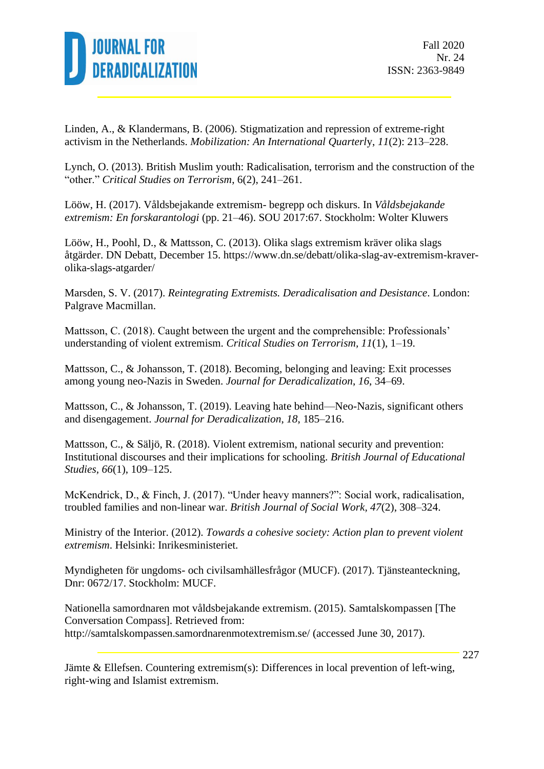Linden, A., & Klandermans, B. (2006). Stigmatization and repression of extreme-right activism in the Netherlands. *Mobilization: An International Quarterl*y, *11*(2): 213–228.

Lynch, O. (2013). British Muslim youth: Radicalisation, terrorism and the construction of the "other." *Critical Studies on Terrorism*, 6(2), 241–261.

Lööw, H. (2017). Våldsbejakande extremism- begrepp och diskurs. In *Våldsbejakande extremism: En forskarantologi* (pp. 21–46). SOU 2017:67. Stockholm: Wolter Kluwers

Lööw, H., Poohl, D., & Mattsson, C. (2013). Olika slags extremism kräver olika slags åtgärder. DN Debatt, December 15. https://www.dn.se/debatt/olika-slag-av-extremism-kraver-olika-slags-atgarder/

Marsden, S. V. (2017). *Reintegrating Extremists. Deradicalisation and Desistance*. London: Palgrave Macmillan.

Mattsson, C. (2018). Caught between the urgent and the comprehensible: Professionals' understanding of violent extremism. *Critical Studies on Terrorism*, *11*(1), 1–19.

Mattsson, C., & Johansson, T. (2018). Becoming, belonging and leaving: Exit processes among young neo-Nazis in Sweden. *Journal for Deradicalization*, *16*, 34–69.

Mattsson, C., & Johansson, T. (2019). Leaving hate behind—Neo-Nazis, significant others and disengagement. *Journal for Deradicalization*, *18*, 185–216.

Mattsson, C., & Säljö, R. (2018). Violent extremism, national security and prevention: Institutional discourses and their implications for schooling. *British Journal of Educational Studies*, *66*(1), 109–125.

McKendrick, D., & Finch, J. (2017). "Under heavy manners?": Social work, radicalisation, troubled families and non-linear war. *British Journal of Social Work*, *47*(2), 308–324.

Ministry of the Interior. (2012). *Towards a cohesive society: Action plan to prevent violent extremism*. Helsinki: Inrikesministeriet.

Myndigheten för ungdoms- och civilsamhällesfrågor (MUCF). (2017). Tjänsteanteckning, Dnr: 0672/17. Stockholm: MUCF.

Nationella samordnaren mot våldsbejakande extremism. (2015). Samtalskompassen [The Conversation Compass]. Retrieved from: http://samtalskompassen.samordnarenmotextremism.se/ (accessed June 30, 2017).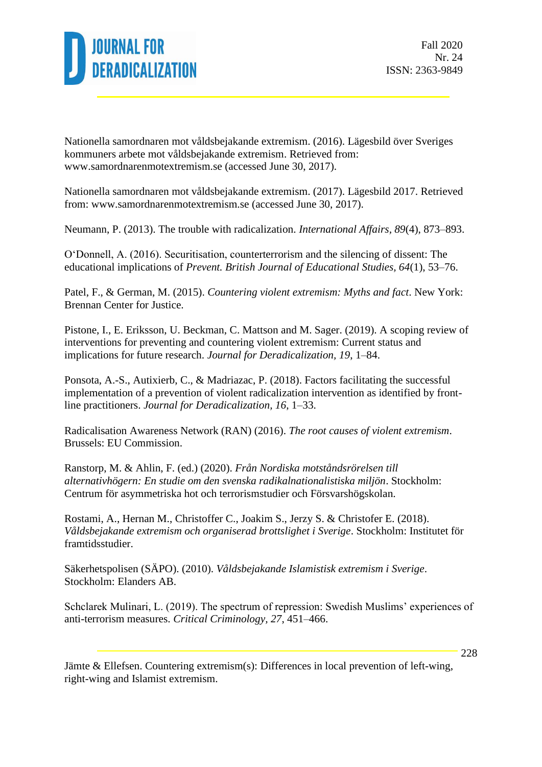Nationella samordnaren mot våldsbejakande extremism. (2016). Lägesbild över Sveriges kommuners arbete mot våldsbejakande extremism. Retrieved from: www.samordnarenmotextremism.se (accessed June 30, 2017).

Nationella samordnaren mot våldsbejakande extremism. (2017). Lägesbild 2017. Retrieved from: www.samordnarenmotextremism.se (accessed June 30, 2017).

Neumann, P. (2013). The trouble with radicalization. *International Affairs*, *89*(4), 873–893.

O'Donnell, A. (2016). Securitisation, counterterrorism and the silencing of dissent: The educational implications of *Prevent. British Journal of Educational Studies*, *64*(1), 53–76.

Patel, F., & German, M. (2015). *Countering violent extremism: Myths and fact*. New York: Brennan Center for Justice.

Pistone, I., E. Eriksson, U. Beckman, C. Mattson and M. Sager. (2019). A scoping review of interventions for preventing and countering violent extremism: Current status and implications for future research. *Journal for Deradicalization*, *19*, 1–84.

Ponsota, A.-S., Autixierb, C., & Madriazac, P. (2018). Factors facilitating the successful implementation of a prevention of violent radicalization intervention as identified by front-line practitioners. *Journal for Deradicalization*, *16*, 1–33.

Radicalisation Awareness Network (RAN) (2016). *The root causes of violent extremism*. Brussels: EU Commission.

Ranstorp, M. & Ahlin, F. (ed.) (2020). *Från Nordiska motståndsrörelsen till alternativhögern: En studie om den svenska radikalnationalistiska miljön*. Stockholm: Centrum för asymmetriska hot och terrorismstudier och Försvarshögskolan.

Rostami, A., Hernan M., Christoffer C., Joakim S., Jerzy S. & Christofer E. (2018). *Våldsbejakande extremism och organiserad brottslighet i Sverige*. Stockholm: Institutet för framtidsstudier.

Säkerhetspolisen (SÄPO). (2010). *Våldsbejakande Islamistisk extremism i Sverige*. Stockholm: Elanders AB.

Schclarek Mulinari, L. (2019). The spectrum of repression: Swedish Muslims' experiences of anti-terrorism measures. *Critical Criminology*, *27*, 451–466.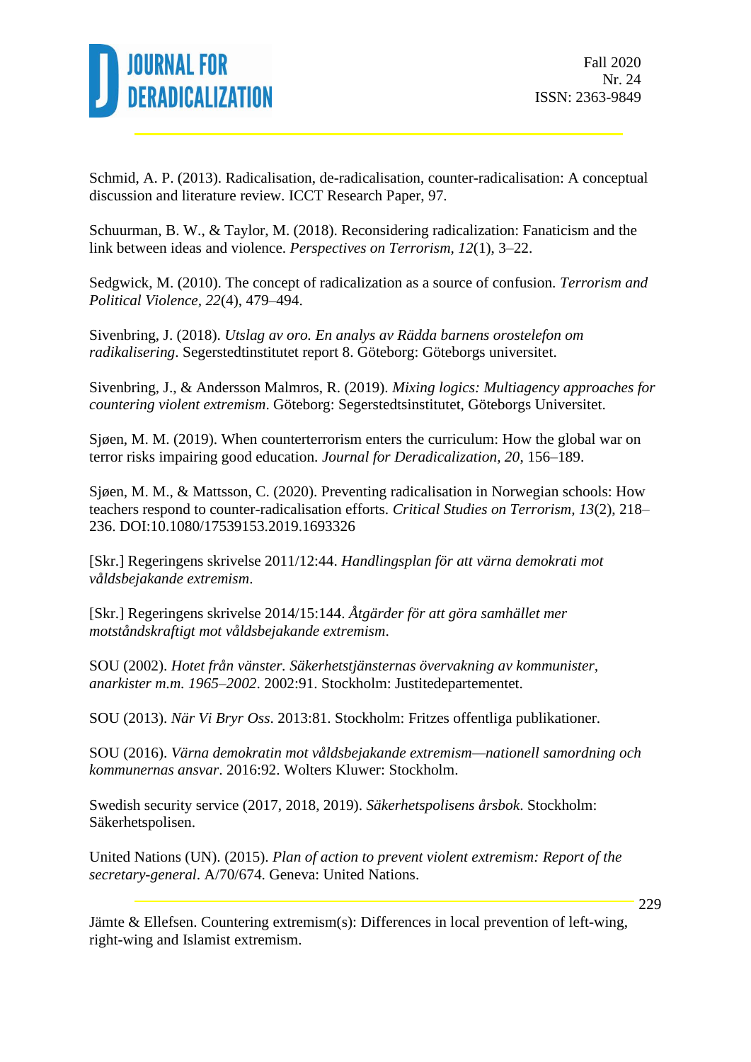Schmid, A. P. (2013). Radicalisation, de-radicalisation, counter-radicalisation: A conceptual discussion and literature review. ICCT Research Paper, 97.

Schuurman, B. W., & Taylor, M. (2018). Reconsidering radicalization: Fanaticism and the link between ideas and violence. *Perspectives on Terrorism*, *12*(1), 3–22.

Sedgwick, M. (2010). The concept of radicalization as a source of confusion. *Terrorism and Political Violence*, *22*(4), 479–494.

Sivenbring, J. (2018). *Utslag av oro. En analys av Rädda barnens orostelefon om radikalisering*. Segerstedtinstitutet report 8. Göteborg: Göteborgs universitet.

Sivenbring, J., & Andersson Malmros, R. (2019). *Mixing logics: Multiagency approaches for countering violent extremism*. Göteborg: Segerstedtsinstitutet, Göteborgs Universitet.

Sjøen, M. M. (2019). When counterterrorism enters the curriculum: How the global war on terror risks impairing good education. *Journal for Deradicalization, 20*, 156–189.

Sjøen, M. M., & Mattsson, C. (2020). Preventing radicalisation in Norwegian schools: How teachers respond to counter-radicalisation efforts. *Critical Studies on Terrorism*, *13*(2), 218–236. DOI:10.1080/17539153.2019.1693326

[Skr.] Regeringens skrivelse 2011/12:44. *Handlingsplan för att värna demokrati mot våldsbejakande extremism*.

[Skr.] Regeringens skrivelse 2014/15:144. *Åtgärder för att göra samhället mer motståndskraftigt mot våldsbejakande extremism*.

SOU (2002). *Hotet från vänster. Säkerhetstjänsternas övervakning av kommunister, anarkister m.m. 1965–2002*. 2002:91. Stockholm: Justitedepartementet.

SOU (2013). *När Vi Bryr Oss*. 2013:81. Stockholm: Fritzes offentliga publikationer.

SOU (2016). *Värna demokratin mot våldsbejakande extremism—nationell samordning och kommunernas ansvar*. 2016:92. Wolters Kluwer: Stockholm.

Swedish security service (2017, 2018, 2019). *Säkerhetspolisens årsbok*. Stockholm: Säkerhetspolisen.

United Nations (UN). (2015). *Plan of action to prevent violent extremism: Report of the secretary-general*. A/70/674. Geneva: United Nations.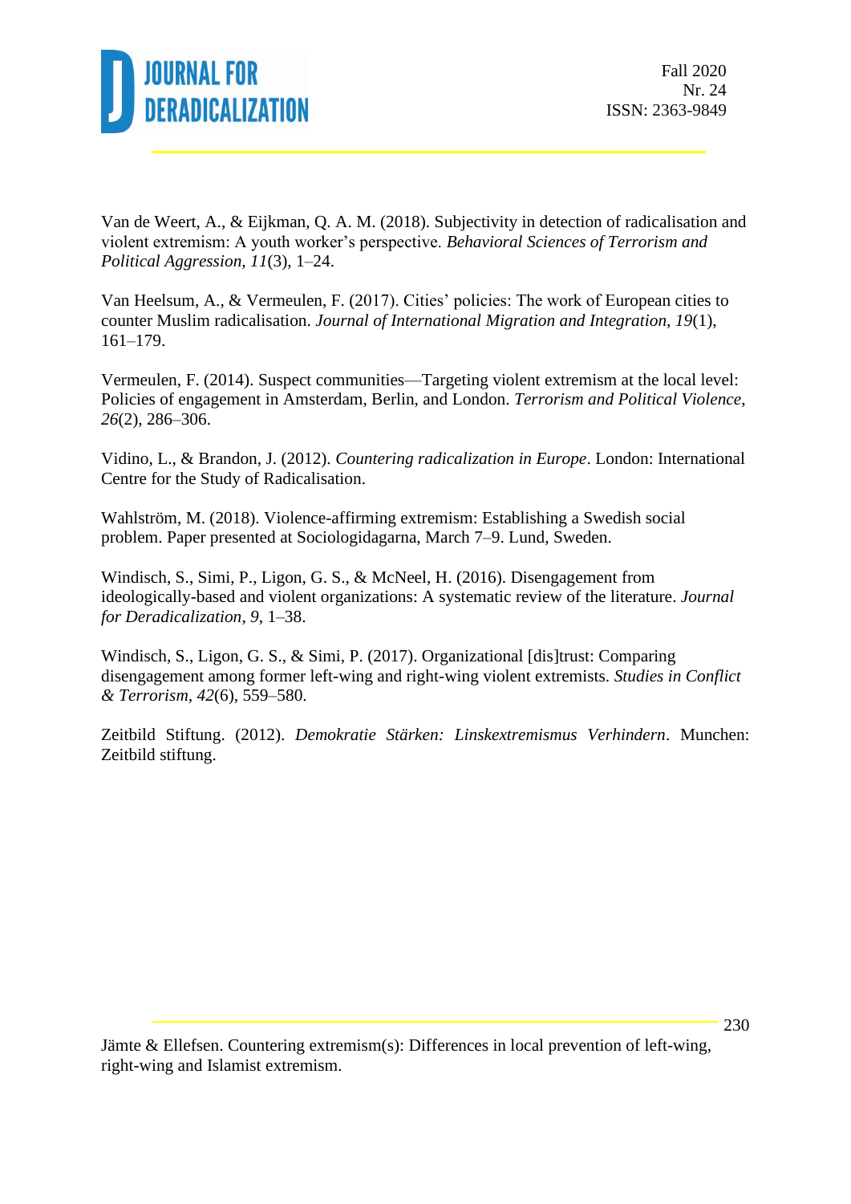Van de Weert, A., & Eijkman, Q. A. M. (2018). Subjectivity in detection of radicalisation and violent extremism: A youth worker's perspective. *Behavioral Sciences of Terrorism and Political Aggression, 11*(3), 1–24.

Van Heelsum, A., & Vermeulen, F. (2017). Cities' policies: The work of European cities to counter Muslim radicalisation. *Journal of International Migration and Integration, 19*(1), 161–179.

Vermeulen, F. (2014). Suspect communities—Targeting violent extremism at the local level: Policies of engagement in Amsterdam, Berlin, and London. *Terrorism and Political Violence, 26*(2), 286–306.

Vidino, L., & Brandon, J. (2012). *Countering radicalization in Europe*. London: International Centre for the Study of Radicalisation.

Wahlström, M. (2018). Violence-affirming extremism: Establishing a Swedish social problem. Paper presented at Sociologidagarna, March 7–9. Lund, Sweden.

Windisch, S., Simi, P., Ligon, G. S., & McNeel, H. (2016). Disengagement from ideologically-based and violent organizations: A systematic review of the literature. *Journal for Deradicalization*, *9*, 1–38.

Windisch, S., Ligon, G. S., & Simi, P. (2017). Organizational [dis]trust: Comparing disengagement among former left-wing and right-wing violent extremists. *Studies in Conflict & Terrorism*, *42*(6), 559–580.

Zeitbild Stiftung. (2012). *Demokratie Stärken: Linskextremismus Verhindern*. Munchen: Zeitbild stiftung.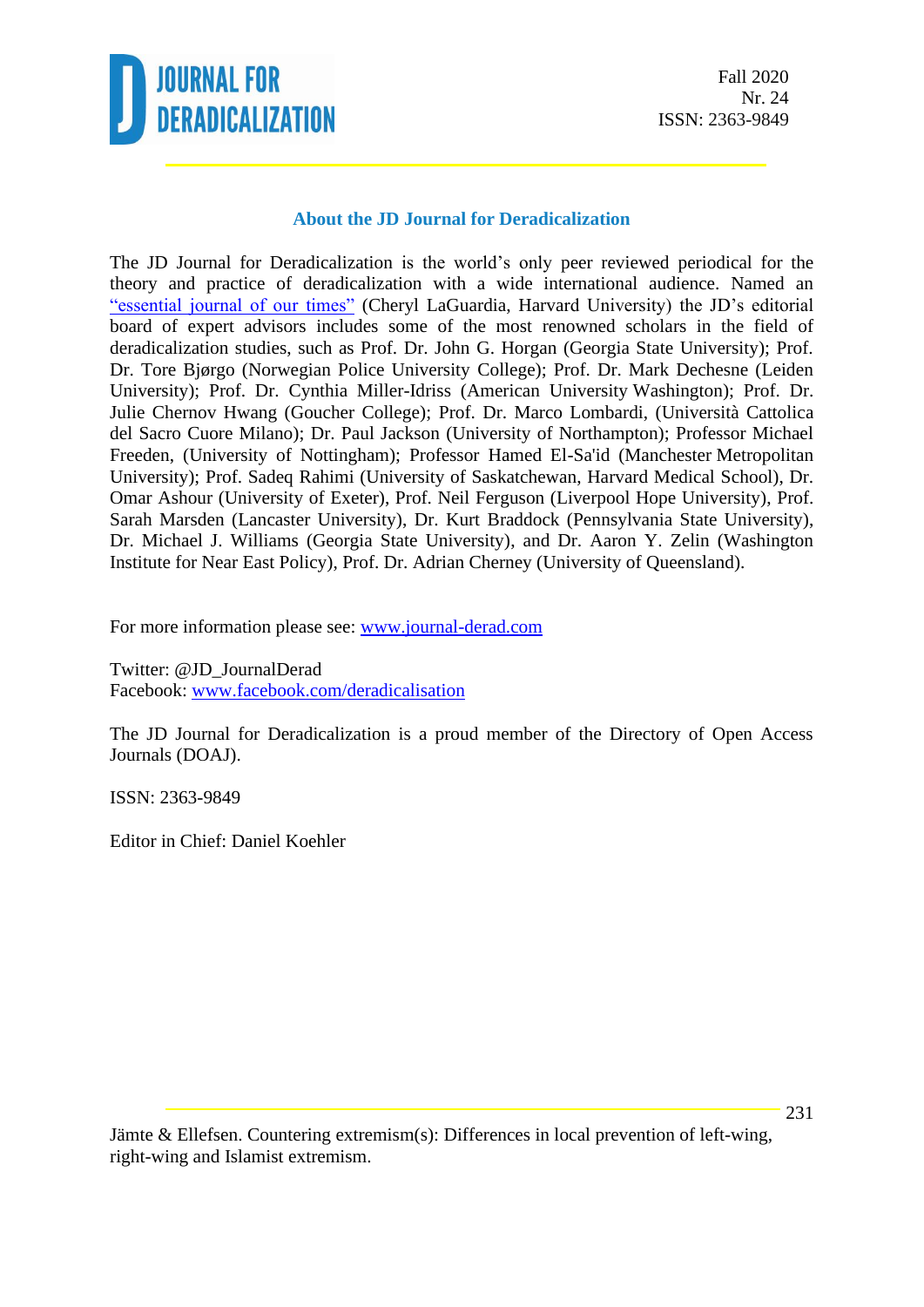## About the JD Journal for Deradicalization

The JD Journal for Deradicalization is the world's only peer reviewed periodical for the theory and practice of deradicalization with a wide international audience. Named an "essential journal of our times" (Cheryl LaGuardia, Harvard University) the JD's editorial board of expert advisors includes some of the most renowned scholars in the field of deradicalization studies, such as Prof. Dr. John G. Horgan (Georgia State University); Prof. Dr. Tore Bjørgo (Norwegian Police University College); Prof. Dr. Mark Dechesne (Leiden University); Prof. Dr. Cynthia Miller-Idriss (American University Washington); Prof. Dr. Julie Chernov Hwang (Goucher College); Prof. Dr. Marco Lombardi, (Università Cattolica del Sacro Cuore Milano); Dr. Paul Jackson (University of Northampton); Professor Michael Freeden, (University of Nottingham); Professor Hamed El-Sa'id (Manchester Metropolitan University); Prof. Sadeq Rahimi (University of Saskatchewan, Harvard Medical School), Dr. Omar Ashour (University of Exeter), Prof. Neil Ferguson (Liverpool Hope University), Prof. Sarah Marsden (Lancaster University), Dr. Kurt Braddock (Pennsylvania State University), Dr. Michael J. Williams (Georgia State University), and Dr. Aaron Y. Zelin (Washington Institute for Near East Policy), Prof. Dr. Adrian Cherney (University of Queensland).

For more information please see: www.journal-derad.com

Twitter: @JD_JournalDerad
Facebook: www.facebook.com/deradicalisation

The JD Journal for Deradicalization is a proud member of the Directory of Open Access Journals (DOAJ).

ISSN: 2363-9849

Editor in Chief: Daniel Koehler